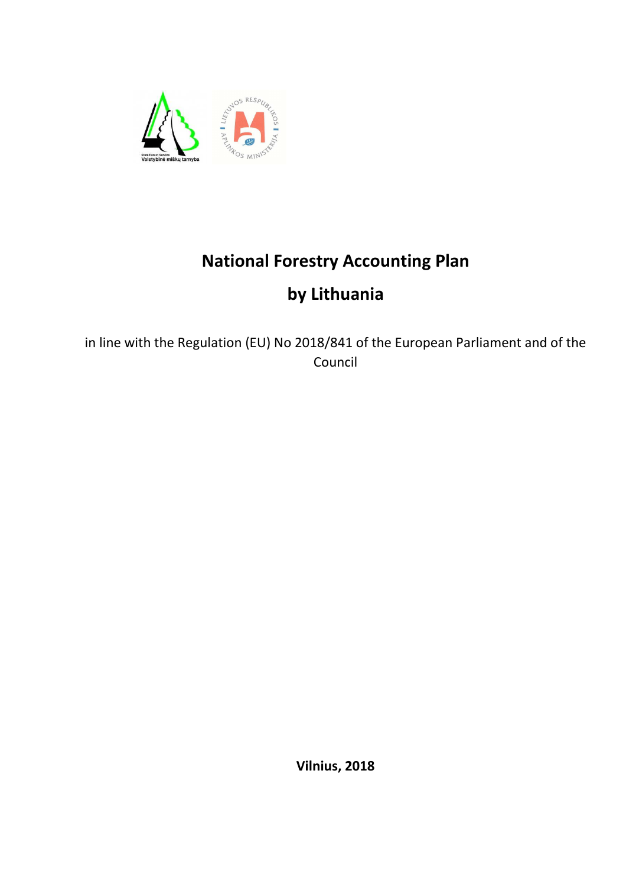# National Forestry Accounting Plan

# by Lithuania

in line with the Regulation (EU) No 2018/841 of the European Parliament and of the Council

**Vilnius, 2018**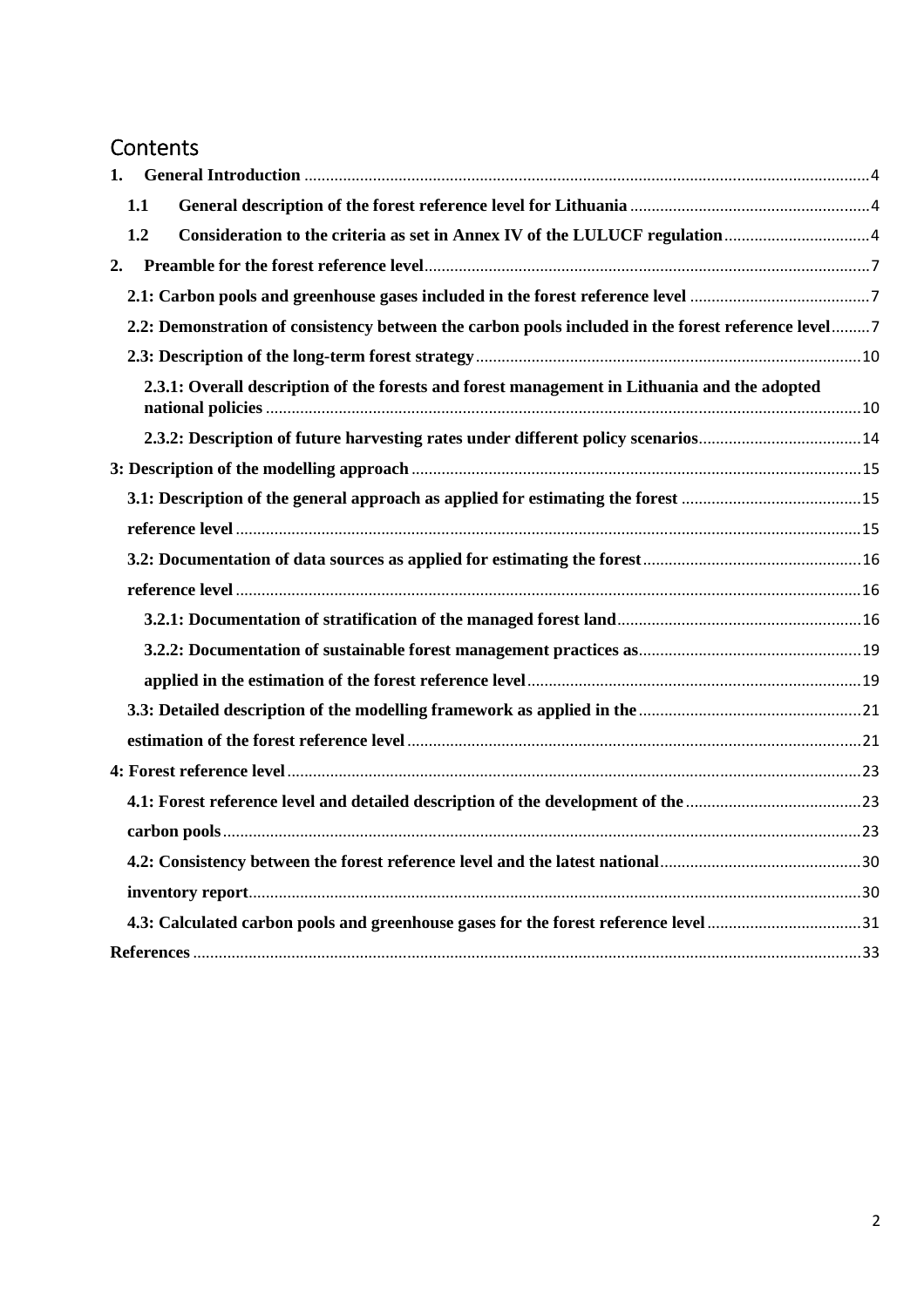# Contents

1. **General Introduction** .......... 4
   - 1.1 **General description of the forest reference level for Lithuania** .......... 4
   - 1.2 **Consideration to the criteria as set in Annex IV of the LULUCF regulation** .......... 4
2. **Preamble for the forest reference level** .......... 7
   - **2.1: Carbon pools and greenhouse gases included in the forest reference level** .......... 7
   - **2.2: Demonstration of consistency between the carbon pools included in the forest reference level** .......... 7
   - **2.3: Description of the long-term forest strategy** .......... 10
     - **2.3.1: Overall description of the forests and forest management in Lithuania and the adopted national policies** .......... 10
     - **2.3.2: Description of future harvesting rates under different policy scenarios** .......... 14

**3: Description of the modelling approach** .......... 15
   - **3.1: Description of the general approach as applied for estimating the forest** .......... 15
   - **reference level** .......... 15
   - **3.2: Documentation of data sources as applied for estimating the forest** .......... 16
   - **reference level** .......... 16
     - **3.2.1: Documentation of stratification of the managed forest land** .......... 16
     - **3.2.2: Documentation of sustainable forest management practices as** .......... 19
     - **applied in the estimation of the forest reference level** .......... 19
   - **3.3: Detailed description of the modelling framework as applied in the** .......... 21
   - **estimation of the forest reference level** .......... 21

**4: Forest reference level** .......... 23
   - **4.1: Forest reference level and detailed description of the development of the** .......... 23
   - **carbon pools** .......... 23
   - **4.2: Consistency between the forest reference level and the latest national** .......... 30
   - **inventory report** .......... 30
   - **4.3: Calculated carbon pools and greenhouse gases for the forest reference level** .......... 31

**References** .......... 33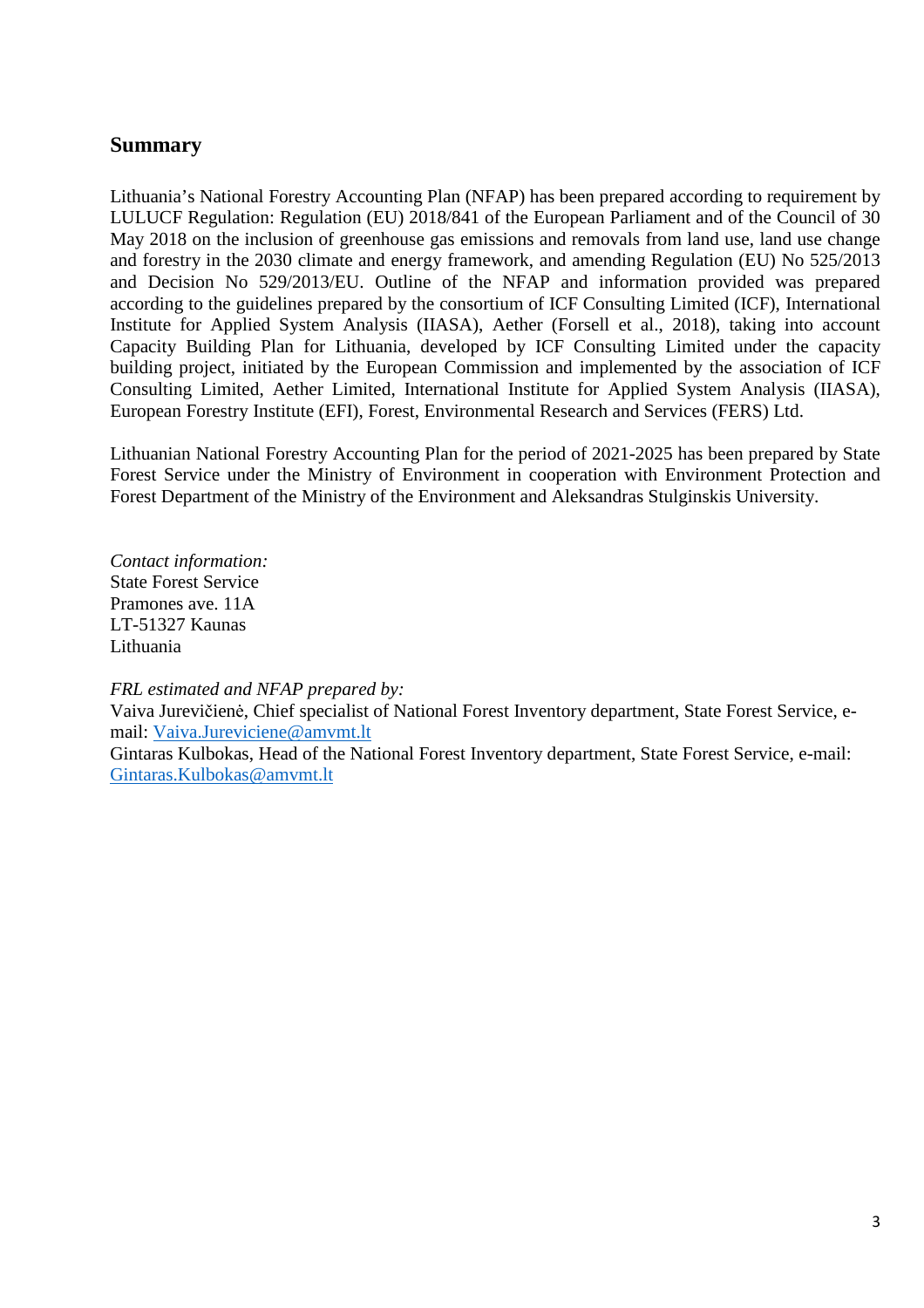## Summary

Lithuania's National Forestry Accounting Plan (NFAP) has been prepared according to requirement by LULUCF Regulation: Regulation (EU) 2018/841 of the European Parliament and of the Council of 30 May 2018 on the inclusion of greenhouse gas emissions and removals from land use, land use change and forestry in the 2030 climate and energy framework, and amending Regulation (EU) No 525/2013 and Decision No 529/2013/EU. Outline of the NFAP and information provided was prepared according to the guidelines prepared by the consortium of ICF Consulting Limited (ICF), International Institute for Applied System Analysis (IIASA), Aether (Forsell et al., 2018), taking into account Capacity Building Plan for Lithuania, developed by ICF Consulting Limited under the capacity building project, initiated by the European Commission and implemented by the association of ICF Consulting Limited, Aether Limited, International Institute for Applied System Analysis (IIASA), European Forestry Institute (EFI), Forest, Environmental Research and Services (FERS) Ltd.

Lithuanian National Forestry Accounting Plan for the period of 2021-2025 has been prepared by State Forest Service under the Ministry of Environment in cooperation with Environment Protection and Forest Department of the Ministry of the Environment and Aleksandras Stulginskis University.

*Contact information:*
State Forest Service
Pramones ave. 11A
LT-51327 Kaunas
Lithuania

*FRL estimated and NFAP prepared by:*
Vaiva Jurevičienė, Chief specialist of National Forest Inventory department, State Forest Service, e-mail: Vaiva.Jureviciene@amvmt.lt
Gintaras Kulbokas, Head of the National Forest Inventory department, State Forest Service, e-mail: Gintaras.Kulbokas@amvmt.lt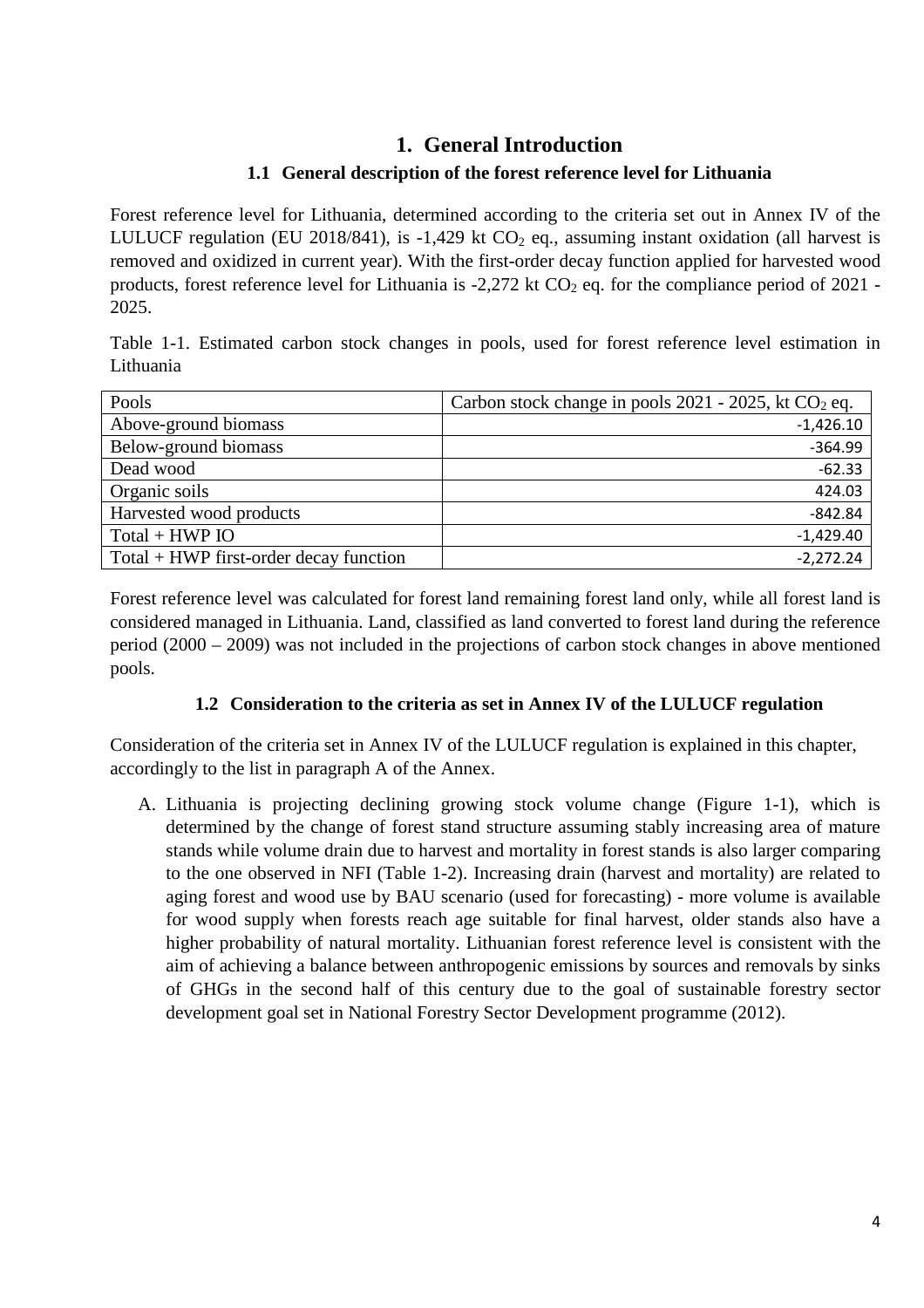# 1. General Introduction

## 1.1 General description of the forest reference level for Lithuania

Forest reference level for Lithuania, determined according to the criteria set out in Annex IV of the LULUCF regulation (EU 2018/841), is -1,429 kt $CO_2$ eq., assuming instant oxidation (all harvest is removed and oxidized in current year). With the first-order decay function applied for harvested wood products, forest reference level for Lithuania is -2,272 kt $CO_2$ eq. for the compliance period of 2021 - 2025.

Table 1-1. Estimated carbon stock changes in pools, used for forest reference level estimation in Lithuania

| Pools | Carbon stock change in pools 2021 - 2025, kt $CO_2$ eq. |
|---|---|
| Above-ground biomass | -1,426.10 |
| Below-ground biomass | -364.99 |
| Dead wood | -62.33 |
| Organic soils | 424.03 |
| Harvested wood products | -842.84 |
| Total + HWP IO | -1,429.40 |
| Total + HWP first-order decay function | -2,272.24 |

Forest reference level was calculated for forest land remaining forest land only, while all forest land is considered managed in Lithuania. Land, classified as land converted to forest land during the reference period (2000 – 2009) was not included in the projections of carbon stock changes in above mentioned pools.

## 1.2 Consideration to the criteria as set in Annex IV of the LULUCF regulation

Consideration of the criteria set in Annex IV of the LULUCF regulation is explained in this chapter, accordingly to the list in paragraph A of the Annex.

A. Lithuania is projecting declining growing stock volume change (Figure 1-1), which is determined by the change of forest stand structure assuming stably increasing area of mature stands while volume drain due to harvest and mortality in forest stands is also larger comparing to the one observed in NFI (Table 1-2). Increasing drain (harvest and mortality) are related to aging forest and wood use by BAU scenario (used for forecasting) - more volume is available for wood supply when forests reach age suitable for final harvest, older stands also have a higher probability of natural mortality. Lithuanian forest reference level is consistent with the aim of achieving a balance between anthropogenic emissions by sources and removals by sinks of GHGs in the second half of this century due to the goal of sustainable forestry sector development goal set in National Forestry Sector Development programme (2012).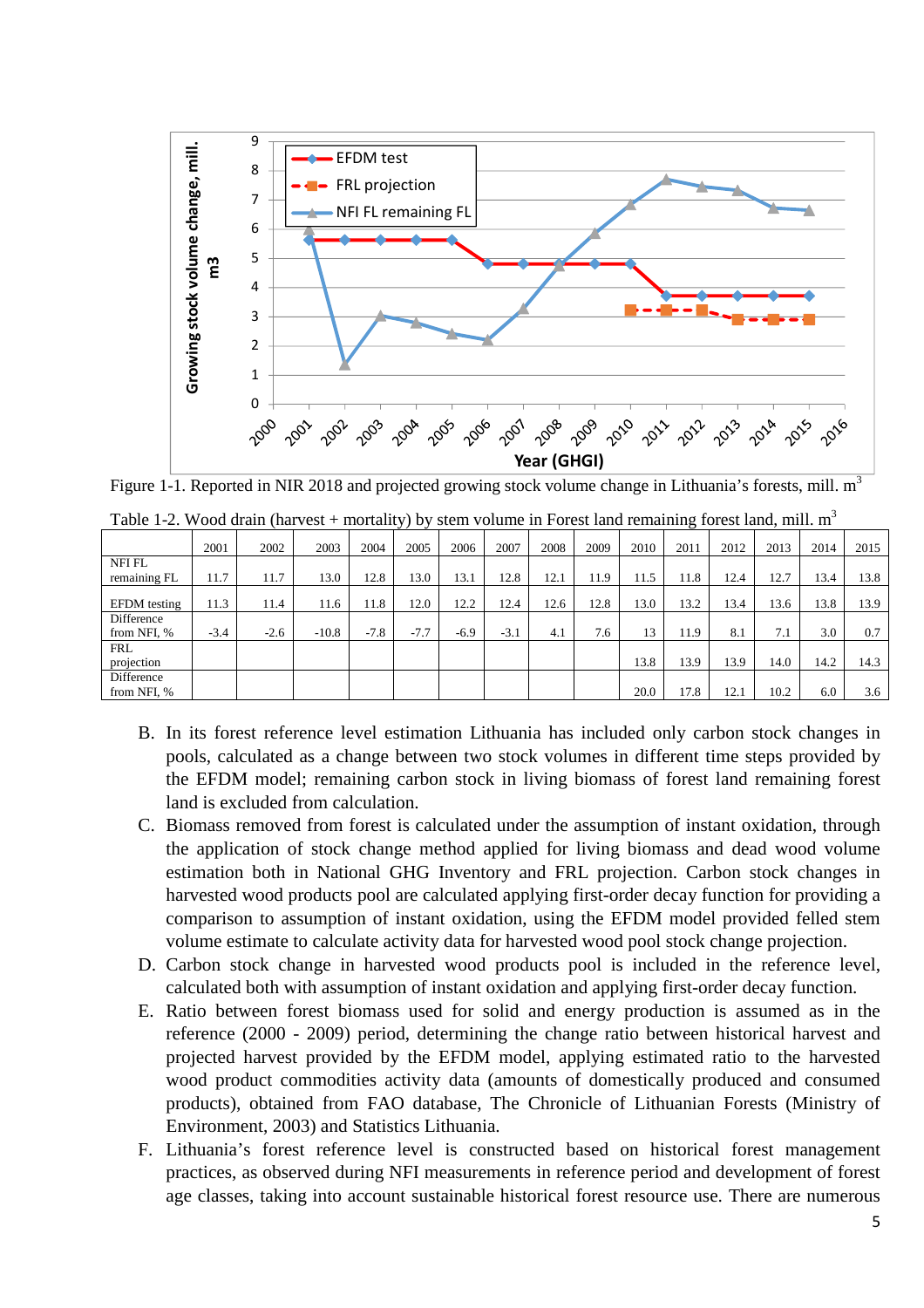Figure 1-1. Reported in NIR 2018 and projected growing stock volume change in Lithuania's forests, mill. $m^3$

Table 1-2. Wood drain (harvest + mortality) by stem volume in Forest land remaining forest land, mill. $m^3$

| | 2001 | 2002 | 2003 | 2004 | 2005 | 2006 | 2007 | 2008 | 2009 | 2010 | 2011 | 2012 | 2013 | 2014 | 2015 |
|---|---|---|---|---|---|---|---|---|---|---|---|---|---|---|---|
| NFI FL remaining FL | 11.7 | 11.7 | 13.0 | 12.8 | 13.0 | 13.1 | 12.8 | 12.1 | 11.9 | 11.5 | 11.8 | 12.4 | 12.7 | 13.4 | 13.8 |
| EFDM testing | 11.3 | 11.4 | 11.6 | 11.8 | 12.0 | 12.2 | 12.4 | 12.6 | 12.8 | 13.0 | 13.2 | 13.4 | 13.6 | 13.8 | 13.9 |
| Difference from NFI, % | -3.4 | -2.6 | -10.8 | -7.8 | -7.7 | -6.9 | -3.1 | 4.1 | 7.6 | 13 | 11.9 | 8.1 | 7.1 | 3.0 | 0.7 |
| FRL projection | | | | | | | | | | 13.8 | 13.9 | 13.9 | 14.0 | 14.2 | 14.3 |
| Difference from NFI, % | | | | | | | | | | 20.0 | 17.8 | 12.1 | 10.2 | 6.0 | 3.6 |

B. In its forest reference level estimation Lithuania has included only carbon stock changes in pools, calculated as a change between two stock volumes in different time steps provided by the EFDM model; remaining carbon stock in living biomass of forest land remaining forest land is excluded from calculation.

C. Biomass removed from forest is calculated under the assumption of instant oxidation, through the application of stock change method applied for living biomass and dead wood volume estimation both in National GHG Inventory and FRL projection. Carbon stock changes in harvested wood products pool are calculated applying first-order decay function for providing a comparison to assumption of instant oxidation, using the EFDM model provided felled stem volume estimate to calculate activity data for harvested wood pool stock change projection.

D. Carbon stock change in harvested wood products pool is included in the reference level, calculated both with assumption of instant oxidation and applying first-order decay function.

E. Ratio between forest biomass used for solid and energy production is assumed as in the reference (2000 - 2009) period, determining the change ratio between historical harvest and projected harvest provided by the EFDM model, applying estimated ratio to the harvested wood product commodities activity data (amounts of domestically produced and consumed products), obtained from FAO database, The Chronicle of Lithuanian Forests (Ministry of Environment, 2003) and Statistics Lithuania.

F. Lithuania's forest reference level is constructed based on historical forest management practices, as observed during NFI measurements in reference period and development of forest age classes, taking into account sustainable historical forest resource use. There are numerous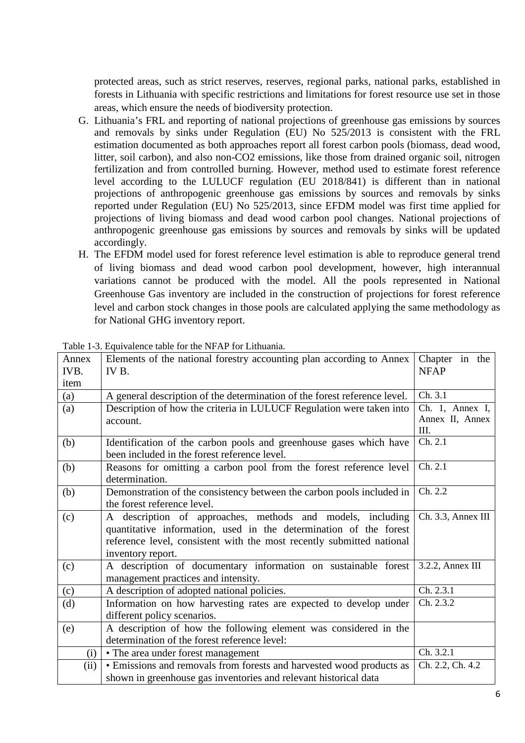protected areas, such as strict reserves, reserves, regional parks, national parks, established in forests in Lithuania with specific restrictions and limitations for forest resource use set in those areas, which ensure the needs of biodiversity protection.

G. Lithuania's FRL and reporting of national projections of greenhouse gas emissions by sources and removals by sinks under Regulation (EU) No 525/2013 is consistent with the FRL estimation documented as both approaches report all forest carbon pools (biomass, dead wood, litter, soil carbon), and also non-CO2 emissions, like those from drained organic soil, nitrogen fertilization and from controlled burning. However, method used to estimate forest reference level according to the LULUCF regulation (EU 2018/841) is different than in national projections of anthropogenic greenhouse gas emissions by sources and removals by sinks reported under Regulation (EU) No 525/2013, since EFDM model was first time applied for projections of living biomass and dead wood carbon pool changes. National projections of anthropogenic greenhouse gas emissions by sources and removals by sinks will be updated accordingly.

H. The EFDM model used for forest reference level estimation is able to reproduce general trend of living biomass and dead wood carbon pool development, however, high interannual variations cannot be produced with the model. All the pools represented in National Greenhouse Gas inventory are included in the construction of projections for forest reference level and carbon stock changes in those pools are calculated applying the same methodology as for National GHG inventory report.

Table 1-3. Equivalence table for the NFAP for Lithuania.

| Annex IVB. item | Elements of the national forestry accounting plan according to Annex IV B. | Chapter in the NFAP |
|---|---|---|
| (a) | A general description of the determination of the forest reference level. | Ch. 3.1 |
| (a) | Description of how the criteria in LULUCF Regulation were taken into account. | Ch. 1, Annex I, Annex II, Annex III. |
| (b) | Identification of the carbon pools and greenhouse gases which have been included in the forest reference level. | Ch. 2.1 |
| (b) | Reasons for omitting a carbon pool from the forest reference level determination. | Ch. 2.1 |
| (b) | Demonstration of the consistency between the carbon pools included in the forest reference level. | Ch. 2.2 |
| (c) | A description of approaches, methods and models, including quantitative information, used in the determination of the forest reference level, consistent with the most recently submitted national inventory report. | Ch. 3.3, Annex III |
| (c) | A description of documentary information on sustainable forest management practices and intensity. | 3.2.2, Annex III |
| (c) | A description of adopted national policies. | Ch. 2.3.1 |
| (d) | Information on how harvesting rates are expected to develop under different policy scenarios. | Ch. 2.3.2 |
| (e) | A description of how the following element was considered in the determination of the forest reference level: | |
| (i) | • The area under forest management | Ch. 3.2.1 |
| (ii) | • Emissions and removals from forests and harvested wood products as shown in greenhouse gas inventories and relevant historical data | Ch. 2.2, Ch. 4.2 |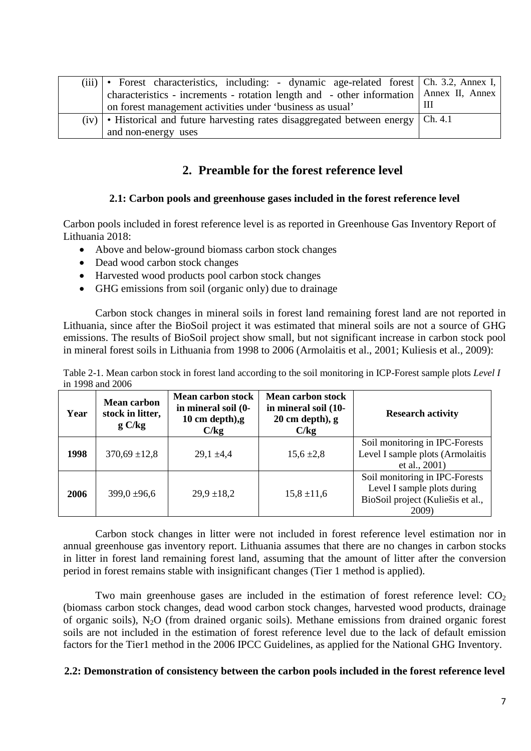| (iii) | • Forest characteristics, including: - dynamic age-related forest characteristics - increments - rotation length and - other information on forest management activities under 'business as usual' | Ch. 3.2, Annex I, Annex II, Annex III |
|---|---|---|
| (iv) | • Historical and future harvesting rates disaggregated between energy and non-energy uses | Ch. 4.1 |

# 2. Preamble for the forest reference level

## 2.1: Carbon pools and greenhouse gases included in the forest reference level

Carbon pools included in forest reference level is as reported in Greenhouse Gas Inventory Report of Lithuania 2018:

- Above and below-ground biomass carbon stock changes
- Dead wood carbon stock changes
- Harvested wood products pool carbon stock changes
- GHG emissions from soil (organic only) due to drainage

Carbon stock changes in mineral soils in forest land remaining forest land are not reported in Lithuania, since after the BioSoil project it was estimated that mineral soils are not a source of GHG emissions. The results of BioSoil project show small, but not significant increase in carbon stock pool in mineral forest soils in Lithuania from 1998 to 2006 (Armolaitis et al., 2001; Kuliesis et al., 2009):

Table 2-1. Mean carbon stock in forest land according to the soil monitoring in ICP-Forest sample plots *Level I* in 1998 and 2006

| Year | Mean carbon stock in litter, g C/kg | Mean carbon stock in mineral soil (0-10 cm depth),g C/kg | Mean carbon stock in mineral soil (10-20 cm depth), g C/kg | Research activity |
|---|---|---|---|---|
| **1998** | 370,69 ±12,8 | 29,1 ±4,4 | 15,6 ±2,8 | Soil monitoring in IPC-Forests Level I sample plots (Armolaitis et al., 2001) |
| **2006** | 399,0 ±96,6 | 29,9 ±18,2 | 15,8 ±11,6 | Soil monitoring in IPC-Forests Level I sample plots during BioSoil project (Kuliešis et al., 2009) |

Carbon stock changes in litter were not included in forest reference level estimation nor in annual greenhouse gas inventory report. Lithuania assumes that there are no changes in carbon stocks in litter in forest land remaining forest land, assuming that the amount of litter after the conversion period in forest remains stable with insignificant changes (Tier 1 method is applied).

Two main greenhouse gases are included in the estimation of forest reference level: $CO_2$ (biomass carbon stock changes, dead wood carbon stock changes, harvested wood products, drainage of organic soils), $N_2O$ (from drained organic soils). Methane emissions from drained organic forest soils are not included in the estimation of forest reference level due to the lack of default emission factors for the Tier1 method in the 2006 IPCC Guidelines, as applied for the National GHG Inventory.

## 2.2: Demonstration of consistency between the carbon pools included in the forest reference level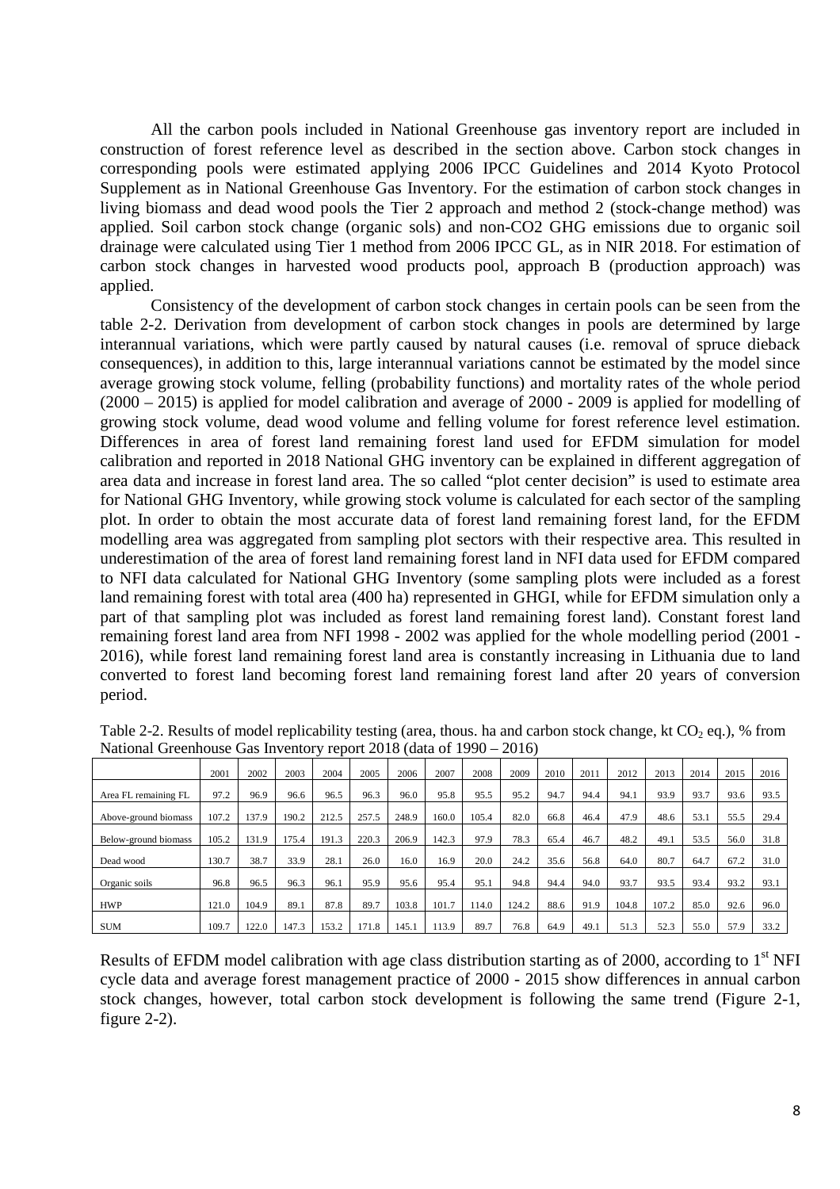All the carbon pools included in National Greenhouse gas inventory report are included in construction of forest reference level as described in the section above. Carbon stock changes in corresponding pools were estimated applying 2006 IPCC Guidelines and 2014 Kyoto Protocol Supplement as in National Greenhouse Gas Inventory. For the estimation of carbon stock changes in living biomass and dead wood pools the Tier 2 approach and method 2 (stock-change method) was applied. Soil carbon stock change (organic sols) and non-CO2 GHG emissions due to organic soil drainage were calculated using Tier 1 method from 2006 IPCC GL, as in NIR 2018. For estimation of carbon stock changes in harvested wood products pool, approach B (production approach) was applied.

Consistency of the development of carbon stock changes in certain pools can be seen from the table 2-2. Derivation from development of carbon stock changes in pools are determined by large interannual variations, which were partly caused by natural causes (i.e. removal of spruce dieback consequences), in addition to this, large interannual variations cannot be estimated by the model since average growing stock volume, felling (probability functions) and mortality rates of the whole period (2000 – 2015) is applied for model calibration and average of 2000 - 2009 is applied for modelling of growing stock volume, dead wood volume and felling volume for forest reference level estimation. Differences in area of forest land remaining forest land used for EFDM simulation for model calibration and reported in 2018 National GHG inventory can be explained in different aggregation of area data and increase in forest land area. The so called "plot center decision" is used to estimate area for National GHG Inventory, while growing stock volume is calculated for each sector of the sampling plot. In order to obtain the most accurate data of forest land remaining forest land, for the EFDM modelling area was aggregated from sampling plot sectors with their respective area. This resulted in underestimation of the area of forest land remaining forest land in NFI data used for EFDM compared to NFI data calculated for National GHG Inventory (some sampling plots were included as a forest land remaining forest with total area (400 ha) represented in GHGI, while for EFDM simulation only a part of that sampling plot was included as forest land remaining forest land). Constant forest land remaining forest land area from NFI 1998 - 2002 was applied for the whole modelling period (2001 - 2016), while forest land remaining forest land area is constantly increasing in Lithuania due to land converted to forest land becoming forest land remaining forest land after 20 years of conversion period.

Table 2-2. Results of model replicability testing (area, thous. ha and carbon stock change, kt $CO_2$ eq.), % from National Greenhouse Gas Inventory report 2018 (data of 1990 – 2016)

| | 2001 | 2002 | 2003 | 2004 | 2005 | 2006 | 2007 | 2008 | 2009 | 2010 | 2011 | 2012 | 2013 | 2014 | 2015 | 2016 |
|---|---|---|---|---|---|---|---|---|---|---|---|---|---|---|---|---|
| Area FL remaining FL | 97.2 | 96.9 | 96.6 | 96.5 | 96.3 | 96.0 | 95.8 | 95.5 | 95.2 | 94.7 | 94.4 | 94.1 | 93.9 | 93.7 | 93.6 | 93.5 |
| Above-ground biomass | 107.2 | 137.9 | 190.2 | 212.5 | 257.5 | 248.9 | 160.0 | 105.4 | 82.0 | 66.8 | 46.4 | 47.9 | 48.6 | 53.1 | 55.5 | 29.4 |
| Below-ground biomass | 105.2 | 131.9 | 175.4 | 191.3 | 220.3 | 206.9 | 142.3 | 97.9 | 78.3 | 65.4 | 46.7 | 48.2 | 49.1 | 53.5 | 56.0 | 31.8 |
| Dead wood | 130.7 | 38.7 | 33.9 | 28.1 | 26.0 | 16.0 | 16.9 | 20.0 | 24.2 | 35.6 | 56.8 | 64.0 | 80.7 | 64.7 | 67.2 | 31.0 |
| Organic soils | 96.8 | 96.5 | 96.3 | 96.1 | 95.9 | 95.6 | 95.4 | 95.1 | 94.8 | 94.4 | 94.0 | 93.7 | 93.5 | 93.4 | 93.2 | 93.1 |
| HWP | 121.0 | 104.9 | 89.1 | 87.8 | 89.7 | 103.8 | 101.7 | 114.0 | 124.2 | 88.6 | 91.9 | 104.8 | 107.2 | 85.0 | 92.6 | 96.0 |
| SUM | 109.7 | 122.0 | 147.3 | 153.2 | 171.8 | 145.1 | 113.9 | 89.7 | 76.8 | 64.9 | 49.1 | 51.3 | 52.3 | 55.0 | 57.9 | 33.2 |

Results of EFDM model calibration with age class distribution starting as of 2000, according to 1st NFI cycle data and average forest management practice of 2000 - 2015 show differences in annual carbon stock changes, however, total carbon stock development is following the same trend (Figure 2-1, figure 2-2).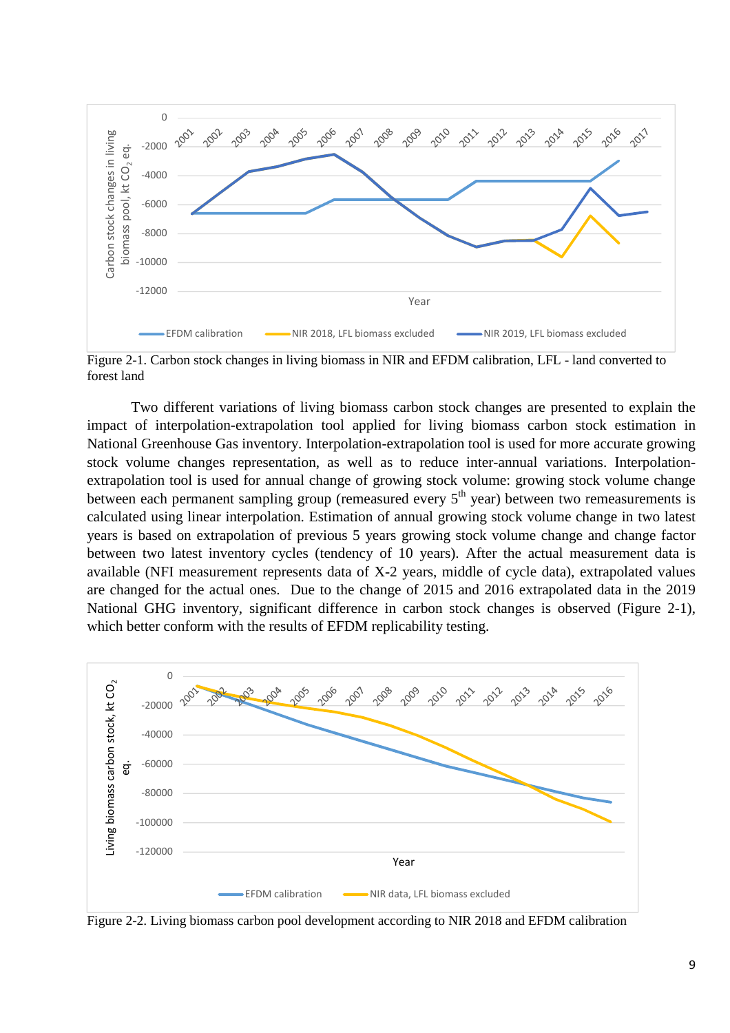Figure 2-1. Carbon stock changes in living biomass in NIR and EFDM calibration, LFL - land converted to forest land

Two different variations of living biomass carbon stock changes are presented to explain the impact of interpolation-extrapolation tool applied for living biomass carbon stock estimation in National Greenhouse Gas inventory. Interpolation-extrapolation tool is used for more accurate growing stock volume changes representation, as well as to reduce inter-annual variations. Interpolation-extrapolation tool is used for annual change of growing stock volume: growing stock volume change between each permanent sampling group (remeasured every 5$^{th}$ year) between two remeasurements is calculated using linear interpolation. Estimation of annual growing stock volume change in two latest years is based on extrapolation of previous 5 years growing stock volume change and change factor between two latest inventory cycles (tendency of 10 years). After the actual measurement data is available (NFI measurement represents data of X-2 years, middle of cycle data), extrapolated values are changed for the actual ones. Due to the change of 2015 and 2016 extrapolated data in the 2019 National GHG inventory, significant difference in carbon stock changes is observed (Figure 2-1), which better conform with the results of EFDM replicability testing.

Figure 2-2. Living biomass carbon pool development according to NIR 2018 and EFDM calibration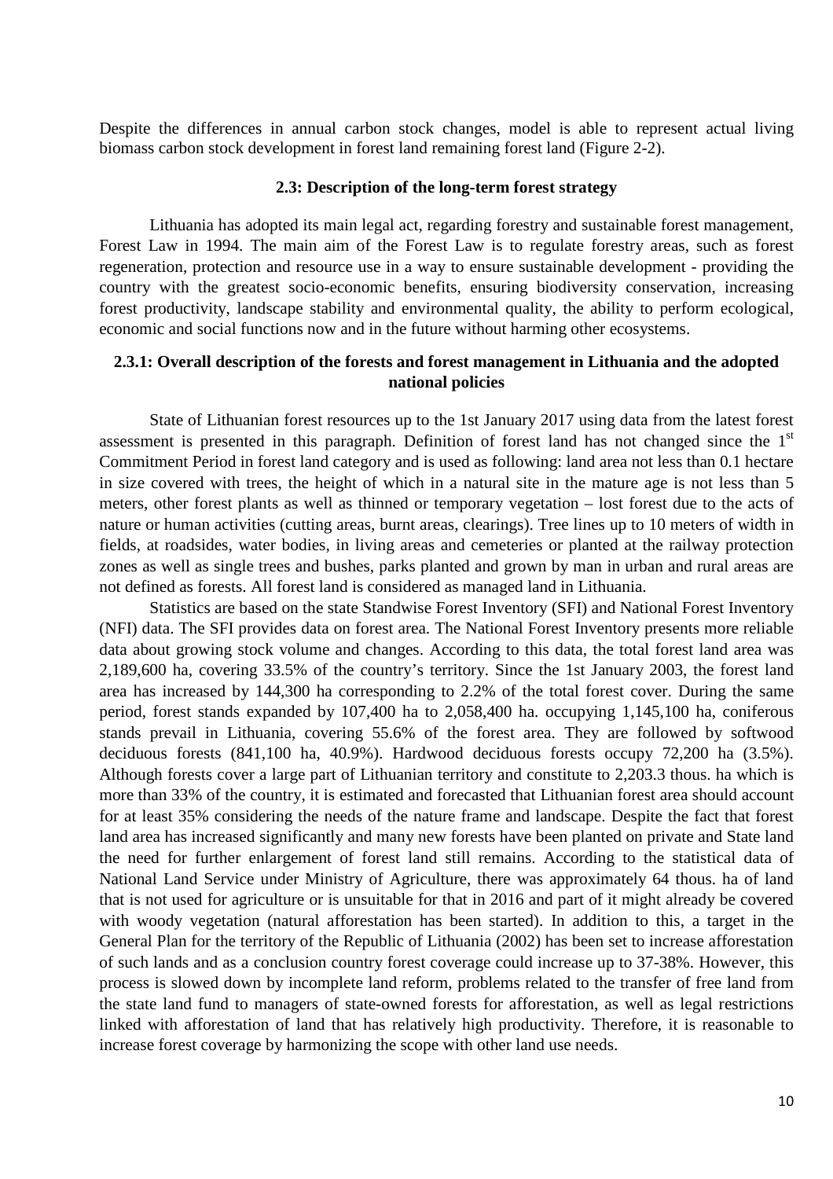Despite the differences in annual carbon stock changes, model is able to represent actual living biomass carbon stock development in forest land remaining forest land (Figure 2-2).

### 2.3: Description of the long-term forest strategy

Lithuania has adopted its main legal act, regarding forestry and sustainable forest management, Forest Law in 1994. The main aim of the Forest Law is to regulate forestry areas, such as forest regeneration, protection and resource use in a way to ensure sustainable development - providing the country with the greatest socio-economic benefits, ensuring biodiversity conservation, increasing forest productivity, landscape stability and environmental quality, the ability to perform ecological, economic and social functions now and in the future without harming other ecosystems.

#### 2.3.1: Overall description of the forests and forest management in Lithuania and the adopted national policies

State of Lithuanian forest resources up to the 1st January 2017 using data from the latest forest assessment is presented in this paragraph. Definition of forest land has not changed since the 1st Commitment Period in forest land category and is used as following: land area not less than 0.1 hectare in size covered with trees, the height of which in a natural site in the mature age is not less than 5 meters, other forest plants as well as thinned or temporary vegetation – lost forest due to the acts of nature or human activities (cutting areas, burnt areas, clearings). Tree lines up to 10 meters of width in fields, at roadsides, water bodies, in living areas and cemeteries or planted at the railway protection zones as well as single trees and bushes, parks planted and grown by man in urban and rural areas are not defined as forests. All forest land is considered as managed land in Lithuania.

Statistics are based on the state Standwise Forest Inventory (SFI) and National Forest Inventory (NFI) data. The SFI provides data on forest area. The National Forest Inventory presents more reliable data about growing stock volume and changes. According to this data, the total forest land area was 2,189,600 ha, covering 33.5% of the country's territory. Since the 1st January 2003, the forest land area has increased by 144,300 ha corresponding to 2.2% of the total forest cover. During the same period, forest stands expanded by 107,400 ha to 2,058,400 ha. occupying 1,145,100 ha, coniferous stands prevail in Lithuania, covering 55.6% of the forest area. They are followed by softwood deciduous forests (841,100 ha, 40.9%). Hardwood deciduous forests occupy 72,200 ha (3.5%). Although forests cover a large part of Lithuanian territory and constitute to 2,203.3 thous. ha which is more than 33% of the country, it is estimated and forecasted that Lithuanian forest area should account for at least 35% considering the needs of the nature frame and landscape. Despite the fact that forest land area has increased significantly and many new forests have been planted on private and State land the need for further enlargement of forest land still remains. According to the statistical data of National Land Service under Ministry of Agriculture, there was approximately 64 thous. ha of land that is not used for agriculture or is unsuitable for that in 2016 and part of it might already be covered with woody vegetation (natural afforestation has been started). In addition to this, a target in the General Plan for the territory of the Republic of Lithuania (2002) has been set to increase afforestation of such lands and as a conclusion country forest coverage could increase up to 37-38%. However, this process is slowed down by incomplete land reform, problems related to the transfer of free land from the state land fund to managers of state-owned forests for afforestation, as well as legal restrictions linked with afforestation of land that has relatively high productivity. Therefore, it is reasonable to increase forest coverage by harmonizing the scope with other land use needs.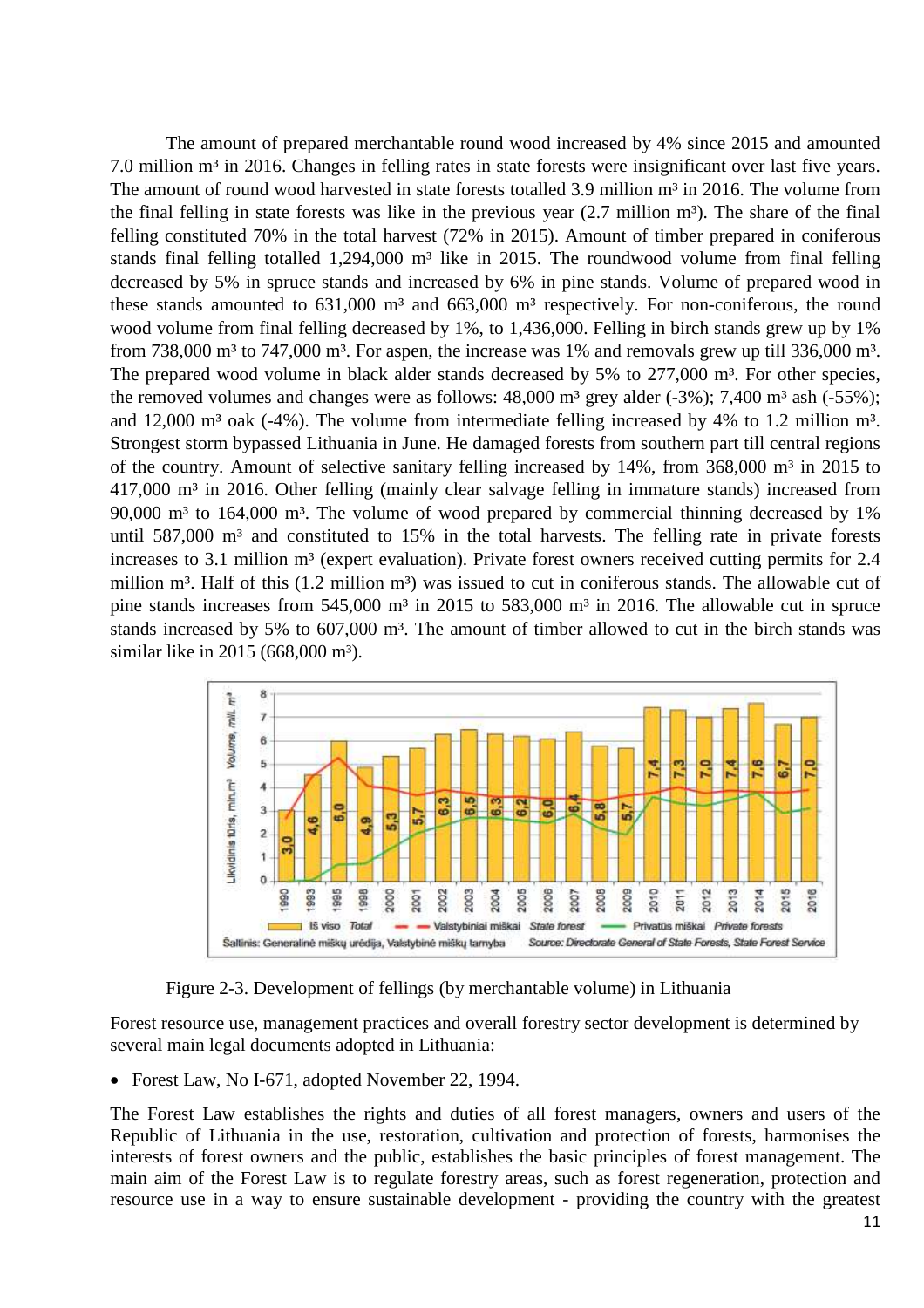The amount of prepared merchantable round wood increased by 4% since 2015 and amounted 7.0 million m³ in 2016. Changes in felling rates in state forests were insignificant over last five years. The amount of round wood harvested in state forests totalled 3.9 million m³ in 2016. The volume from the final felling in state forests was like in the previous year (2.7 million m³). The share of the final felling constituted 70% in the total harvest (72% in 2015). Amount of timber prepared in coniferous stands final felling totalled 1,294,000 m³ like in 2015. The roundwood volume from final felling decreased by 5% in spruce stands and increased by 6% in pine stands. Volume of prepared wood in these stands amounted to 631,000 m³ and 663,000 m³ respectively. For non-coniferous, the round wood volume from final felling decreased by 1%, to 1,436,000. Felling in birch stands grew up by 1% from 738,000 m³ to 747,000 m³. For aspen, the increase was 1% and removals grew up till 336,000 m³. The prepared wood volume in black alder stands decreased by 5% to 277,000 m³. For other species, the removed volumes and changes were as follows: 48,000 m³ grey alder (-3%); 7,400 m³ ash (-55%); and 12,000 m³ oak (-4%). The volume from intermediate felling increased by 4% to 1.2 million m³. Strongest storm bypassed Lithuania in June. He damaged forests from southern part till central regions of the country. Amount of selective sanitary felling increased by 14%, from 368,000 m³ in 2015 to 417,000 m³ in 2016. Other felling (mainly clear salvage felling in immature stands) increased from 90,000 m³ to 164,000 m³. The volume of wood prepared by commercial thinning decreased by 1% until 587,000 m³ and constituted to 15% in the total harvests. The felling rate in private forests increases to 3.1 million m³ (expert evaluation). Private forest owners received cutting permits for 2.4 million m³. Half of this (1.2 million m³) was issued to cut in coniferous stands. The allowable cut of pine stands increases from 545,000 m³ in 2015 to 583,000 m³ in 2016. The allowable cut in spruce stands increased by 5% to 607,000 m³. The amount of timber allowed to cut in the birch stands was similar like in 2015 (668,000 m³).

Figure 2-3. Development of fellings (by merchantable volume) in Lithuania

Forest resource use, management practices and overall forestry sector development is determined by several main legal documents adopted in Lithuania:

- Forest Law, No I-671, adopted November 22, 1994.

The Forest Law establishes the rights and duties of all forest managers, owners and users of the Republic of Lithuania in the use, restoration, cultivation and protection of forests, harmonises the interests of forest owners and the public, establishes the basic principles of forest management. The main aim of the Forest Law is to regulate forestry areas, such as forest regeneration, protection and resource use in a way to ensure sustainable development - providing the country with the greatest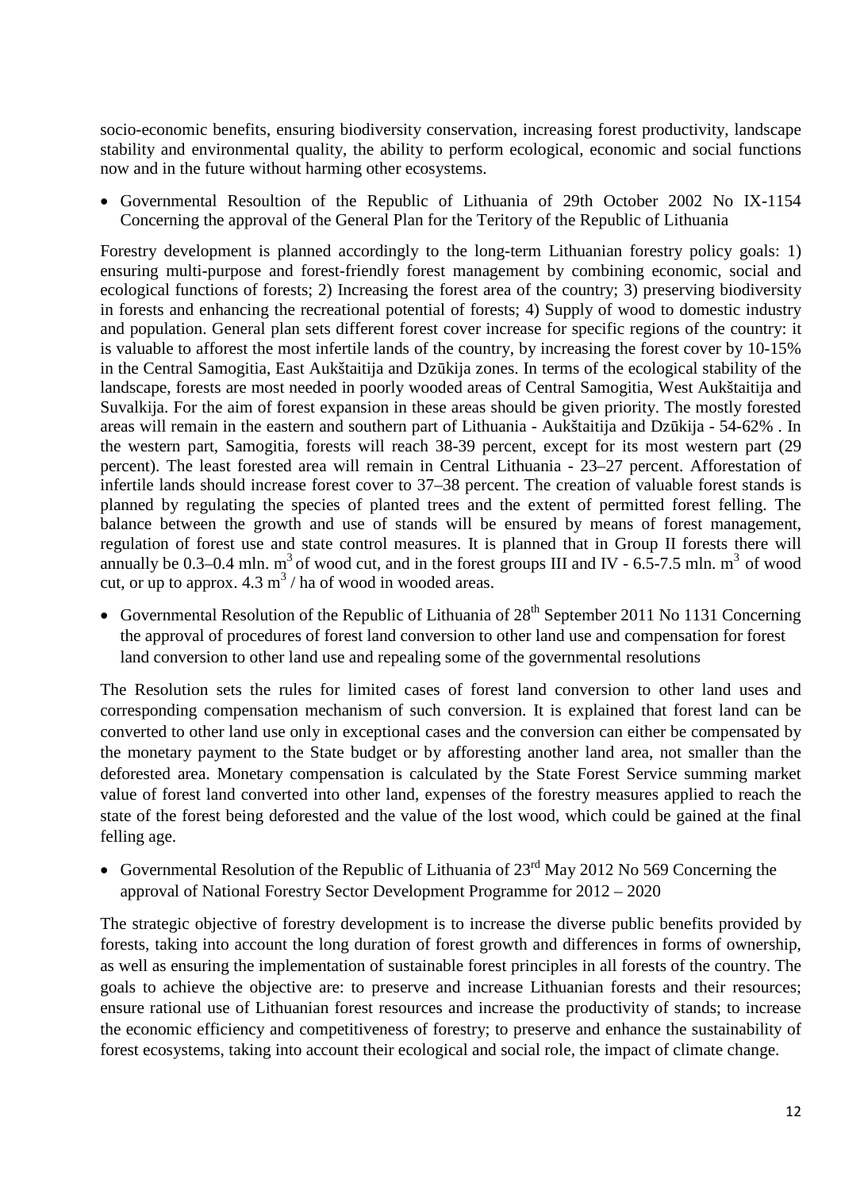socio-economic benefits, ensuring biodiversity conservation, increasing forest productivity, landscape stability and environmental quality, the ability to perform ecological, economic and social functions now and in the future without harming other ecosystems.

- Governmental Resoultion of the Republic of Lithuania of 29th October 2002 No IX-1154 Concerning the approval of the General Plan for the Teritory of the Republic of Lithuania

Forestry development is planned accordingly to the long-term Lithuanian forestry policy goals: 1) ensuring multi-purpose and forest-friendly forest management by combining economic, social and ecological functions of forests; 2) Increasing the forest area of the country; 3) preserving biodiversity in forests and enhancing the recreational potential of forests; 4) Supply of wood to domestic industry and population. General plan sets different forest cover increase for specific regions of the country: it is valuable to afforest the most infertile lands of the country, by increasing the forest cover by 10-15% in the Central Samogitia, East Aukštaitija and Dzūkija zones. In terms of the ecological stability of the landscape, forests are most needed in poorly wooded areas of Central Samogitia, West Aukštaitija and Suvalkija. For the aim of forest expansion in these areas should be given priority. The mostly forested areas will remain in the eastern and southern part of Lithuania - Aukštaitija and Dzūkija - 54-62% . In the western part, Samogitia, forests will reach 38-39 percent, except for its most western part (29 percent). The least forested area will remain in Central Lithuania - 23–27 percent. Afforestation of infertile lands should increase forest cover to 37–38 percent. The creation of valuable forest stands is planned by regulating the species of planted trees and the extent of permitted forest felling. The balance between the growth and use of stands will be ensured by means of forest management, regulation of forest use and state control measures. It is planned that in Group II forests there will annually be 0.3–0.4 mln. $m^3$ of wood cut, and in the forest groups III and IV - 6.5-7.5 mln. $m^3$ of wood cut, or up to approx. 4.3 $m^3$ / ha of wood in wooded areas.

- Governmental Resolution of the Republic of Lithuania of 28th September 2011 No 1131 Concerning the approval of procedures of forest land conversion to other land use and compensation for forest land conversion to other land use and repealing some of the governmental resolutions

The Resolution sets the rules for limited cases of forest land conversion to other land uses and corresponding compensation mechanism of such conversion. It is explained that forest land can be converted to other land use only in exceptional cases and the conversion can either be compensated by the monetary payment to the State budget or by afforesting another land area, not smaller than the deforested area. Monetary compensation is calculated by the State Forest Service summing market value of forest land converted into other land, expenses of the forestry measures applied to reach the state of the forest being deforested and the value of the lost wood, which could be gained at the final felling age.

- Governmental Resolution of the Republic of Lithuania of 23rd May 2012 No 569 Concerning the approval of National Forestry Sector Development Programme for 2012 – 2020

The strategic objective of forestry development is to increase the diverse public benefits provided by forests, taking into account the long duration of forest growth and differences in forms of ownership, as well as ensuring the implementation of sustainable forest principles in all forests of the country. The goals to achieve the objective are: to preserve and increase Lithuanian forests and their resources; ensure rational use of Lithuanian forest resources and increase the productivity of stands; to increase the economic efficiency and competitiveness of forestry; to preserve and enhance the sustainability of forest ecosystems, taking into account their ecological and social role, the impact of climate change.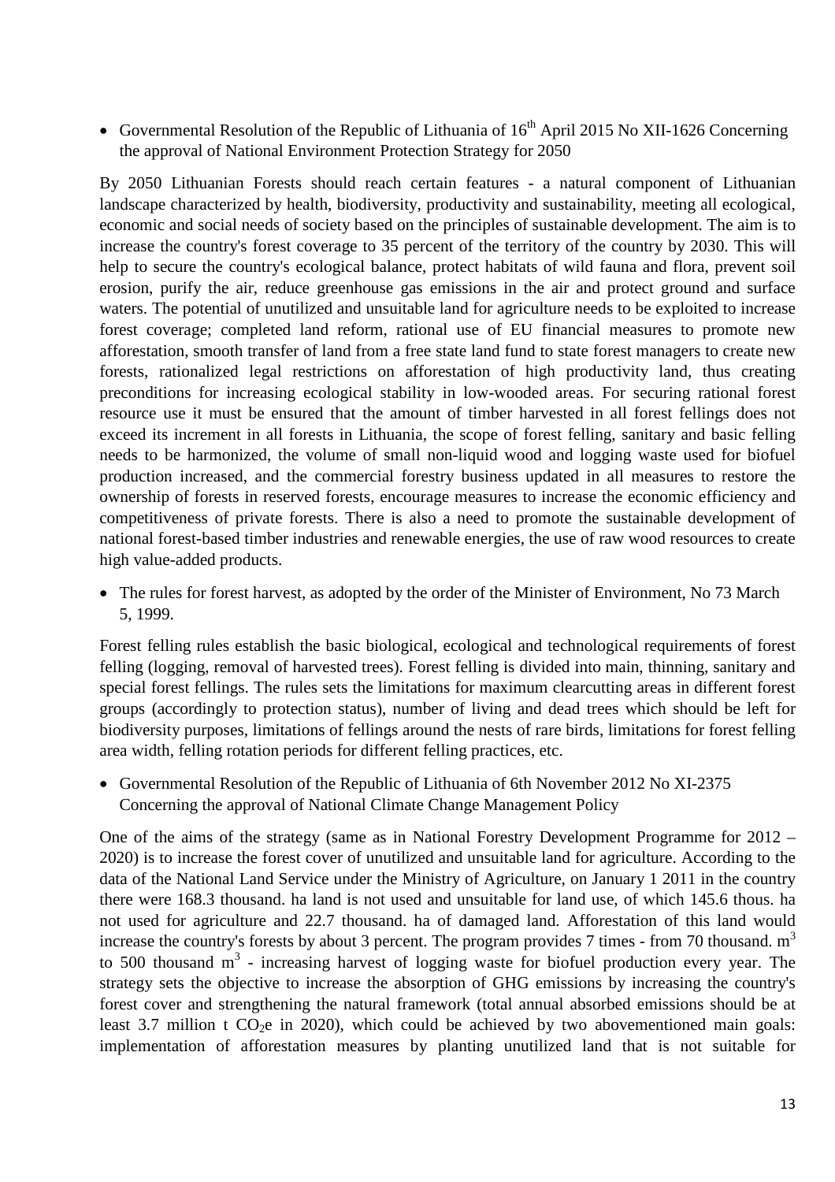- Governmental Resolution of the Republic of Lithuania of 16th April 2015 No XII-1626 Concerning the approval of National Environment Protection Strategy for 2050

By 2050 Lithuanian Forests should reach certain features - a natural component of Lithuanian landscape characterized by health, biodiversity, productivity and sustainability, meeting all ecological, economic and social needs of society based on the principles of sustainable development. The aim is to increase the country's forest coverage to 35 percent of the territory of the country by 2030. This will help to secure the country's ecological balance, protect habitats of wild fauna and flora, prevent soil erosion, purify the air, reduce greenhouse gas emissions in the air and protect ground and surface waters. The potential of unutilized and unsuitable land for agriculture needs to be exploited to increase forest coverage; completed land reform, rational use of EU financial measures to promote new afforestation, smooth transfer of land from a free state land fund to state forest managers to create new forests, rationalized legal restrictions on afforestation of high productivity land, thus creating preconditions for increasing ecological stability in low-wooded areas. For securing rational forest resource use it must be ensured that the amount of timber harvested in all forest fellings does not exceed its increment in all forests in Lithuania, the scope of forest felling, sanitary and basic felling needs to be harmonized, the volume of small non-liquid wood and logging waste used for biofuel production increased, and the commercial forestry business updated in all measures to restore the ownership of forests in reserved forests, encourage measures to increase the economic efficiency and competitiveness of private forests. There is also a need to promote the sustainable development of national forest-based timber industries and renewable energies, the use of raw wood resources to create high value-added products.

- The rules for forest harvest, as adopted by the order of the Minister of Environment, No 73 March 5, 1999.

Forest felling rules establish the basic biological, ecological and technological requirements of forest felling (logging, removal of harvested trees). Forest felling is divided into main, thinning, sanitary and special forest fellings. The rules sets the limitations for maximum clearcutting areas in different forest groups (accordingly to protection status), number of living and dead trees which should be left for biodiversity purposes, limitations of fellings around the nests of rare birds, limitations for forest felling area width, felling rotation periods for different felling practices, etc.

- Governmental Resolution of the Republic of Lithuania of 6th November 2012 No XI-2375 Concerning the approval of National Climate Change Management Policy

One of the aims of the strategy (same as in National Forestry Development Programme for 2012 – 2020) is to increase the forest cover of unutilized and unsuitable land for agriculture. According to the data of the National Land Service under the Ministry of Agriculture, on January 1 2011 in the country there were 168.3 thousand. ha land is not used and unsuitable for land use, of which 145.6 thous. ha not used for agriculture and 22.7 thousand. ha of damaged land. Afforestation of this land would increase the country's forests by about 3 percent. The program provides 7 times - from 70 thousand. $m^3$ to 500 thousand $m^3$ - increasing harvest of logging waste for biofuel production every year. The strategy sets the objective to increase the absorption of GHG emissions by increasing the country's forest cover and strengthening the natural framework (total annual absorbed emissions should be at least 3.7 million t $CO_2e$ in 2020), which could be achieved by two abovementioned main goals: implementation of afforestation measures by planting unutilized land that is not suitable for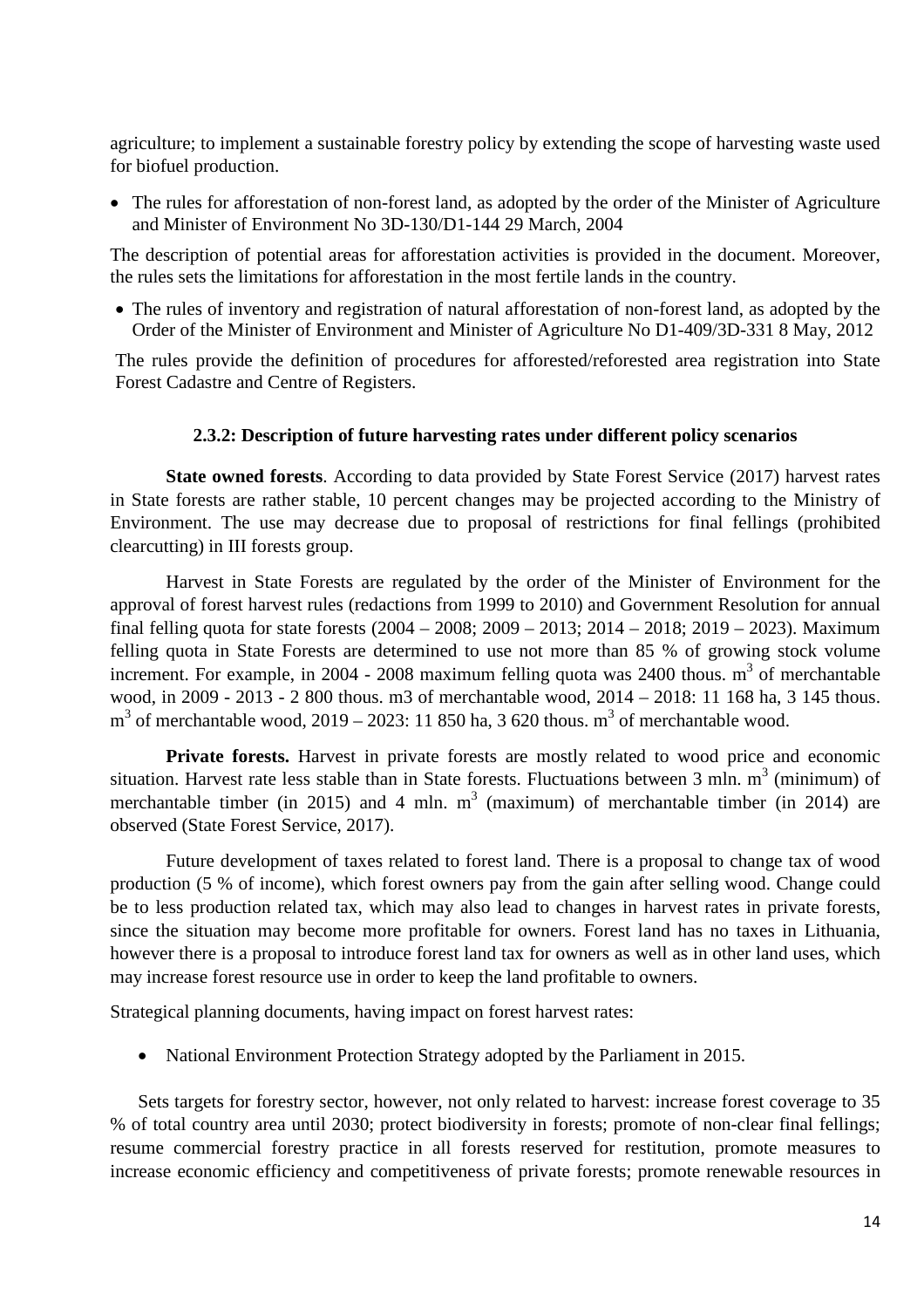agriculture; to implement a sustainable forestry policy by extending the scope of harvesting waste used for biofuel production.

- The rules for afforestation of non-forest land, as adopted by the order of the Minister of Agriculture and Minister of Environment No 3D-130/D1-144 29 March, 2004

The description of potential areas for afforestation activities is provided in the document. Moreover, the rules sets the limitations for afforestation in the most fertile lands in the country.

- The rules of inventory and registration of natural afforestation of non-forest land, as adopted by the Order of the Minister of Environment and Minister of Agriculture No D1-409/3D-331 8 May, 2012

The rules provide the definition of procedures for afforested/reforested area registration into State Forest Cadastre and Centre of Registers.

### 2.3.2: Description of future harvesting rates under different policy scenarios

**State owned forests**. According to data provided by State Forest Service (2017) harvest rates in State forests are rather stable, 10 percent changes may be projected according to the Ministry of Environment. The use may decrease due to proposal of restrictions for final fellings (prohibited clearcutting) in III forests group.

Harvest in State Forests are regulated by the order of the Minister of Environment for the approval of forest harvest rules (redactions from 1999 to 2010) and Government Resolution for annual final felling quota for state forests (2004 – 2008; 2009 – 2013; 2014 – 2018; 2019 – 2023). Maximum felling quota in State Forests are determined to use not more than 85 % of growing stock volume increment. For example, in 2004 - 2008 maximum felling quota was 2400 thous. $m^3$ of merchantable wood, in 2009 - 2013 - 2 800 thous. m3 of merchantable wood, 2014 – 2018: 11 168 ha, 3 145 thous. $m^3$ of merchantable wood, 2019 – 2023: 11 850 ha, 3 620 thous. $m^3$ of merchantable wood.

**Private forests.** Harvest in private forests are mostly related to wood price and economic situation. Harvest rate less stable than in State forests. Fluctuations between 3 mln. $m^3$ (minimum) of merchantable timber (in 2015) and 4 mln. $m^3$ (maximum) of merchantable timber (in 2014) are observed (State Forest Service, 2017).

Future development of taxes related to forest land. There is a proposal to change tax of wood production (5 % of income), which forest owners pay from the gain after selling wood. Change could be to less production related tax, which may also lead to changes in harvest rates in private forests, since the situation may become more profitable for owners. Forest land has no taxes in Lithuania, however there is a proposal to introduce forest land tax for owners as well as in other land uses, which may increase forest resource use in order to keep the land profitable to owners.

Strategical planning documents, having impact on forest harvest rates:

- National Environment Protection Strategy adopted by the Parliament in 2015.

Sets targets for forestry sector, however, not only related to harvest: increase forest coverage to 35 % of total country area until 2030; protect biodiversity in forests; promote of non-clear final fellings; resume commercial forestry practice in all forests reserved for restitution, promote measures to increase economic efficiency and competitiveness of private forests; promote renewable resources in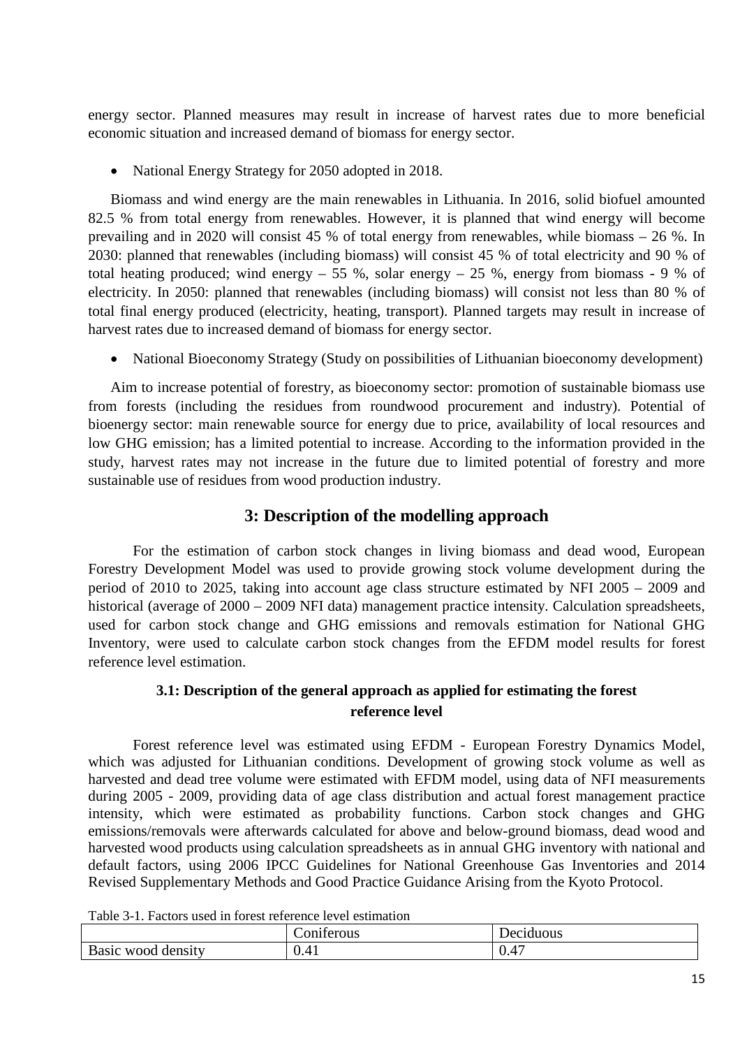energy sector. Planned measures may result in increase of harvest rates due to more beneficial economic situation and increased demand of biomass for energy sector.

- National Energy Strategy for 2050 adopted in 2018.

Biomass and wind energy are the main renewables in Lithuania. In 2016, solid biofuel amounted 82.5 % from total energy from renewables. However, it is planned that wind energy will become prevailing and in 2020 will consist 45 % of total energy from renewables, while biomass – 26 %. In 2030: planned that renewables (including biomass) will consist 45 % of total electricity and 90 % of total heating produced; wind energy – 55 %, solar energy – 25 %, energy from biomass - 9 % of electricity. In 2050: planned that renewables (including biomass) will consist not less than 80 % of total final energy produced (electricity, heating, transport). Planned targets may result in increase of harvest rates due to increased demand of biomass for energy sector.

- National Bioeconomy Strategy (Study on possibilities of Lithuanian bioeconomy development)

Aim to increase potential of forestry, as bioeconomy sector: promotion of sustainable biomass use from forests (including the residues from roundwood procurement and industry). Potential of bioenergy sector: main renewable source for energy due to price, availability of local resources and low GHG emission; has a limited potential to increase. According to the information provided in the study, harvest rates may not increase in the future due to limited potential of forestry and more sustainable use of residues from wood production industry.

## 3: Description of the modelling approach

For the estimation of carbon stock changes in living biomass and dead wood, European Forestry Development Model was used to provide growing stock volume development during the period of 2010 to 2025, taking into account age class structure estimated by NFI 2005 – 2009 and historical (average of 2000 – 2009 NFI data) management practice intensity. Calculation spreadsheets, used for carbon stock change and GHG emissions and removals estimation for National GHG Inventory, were used to calculate carbon stock changes from the EFDM model results for forest reference level estimation.

### 3.1: Description of the general approach as applied for estimating the forest reference level

Forest reference level was estimated using EFDM - European Forestry Dynamics Model, which was adjusted for Lithuanian conditions. Development of growing stock volume as well as harvested and dead tree volume were estimated with EFDM model, using data of NFI measurements during 2005 - 2009, providing data of age class distribution and actual forest management practice intensity, which were estimated as probability functions. Carbon stock changes and GHG emissions/removals were afterwards calculated for above and below-ground biomass, dead wood and harvested wood products using calculation spreadsheets as in annual GHG inventory with national and default factors, using 2006 IPCC Guidelines for National Greenhouse Gas Inventories and 2014 Revised Supplementary Methods and Good Practice Guidance Arising from the Kyoto Protocol.

Table 3-1. Factors used in forest reference level estimation

| | Coniferous | Deciduous |
|---|---|---|
| Basic wood density | 0.41 | 0.47 |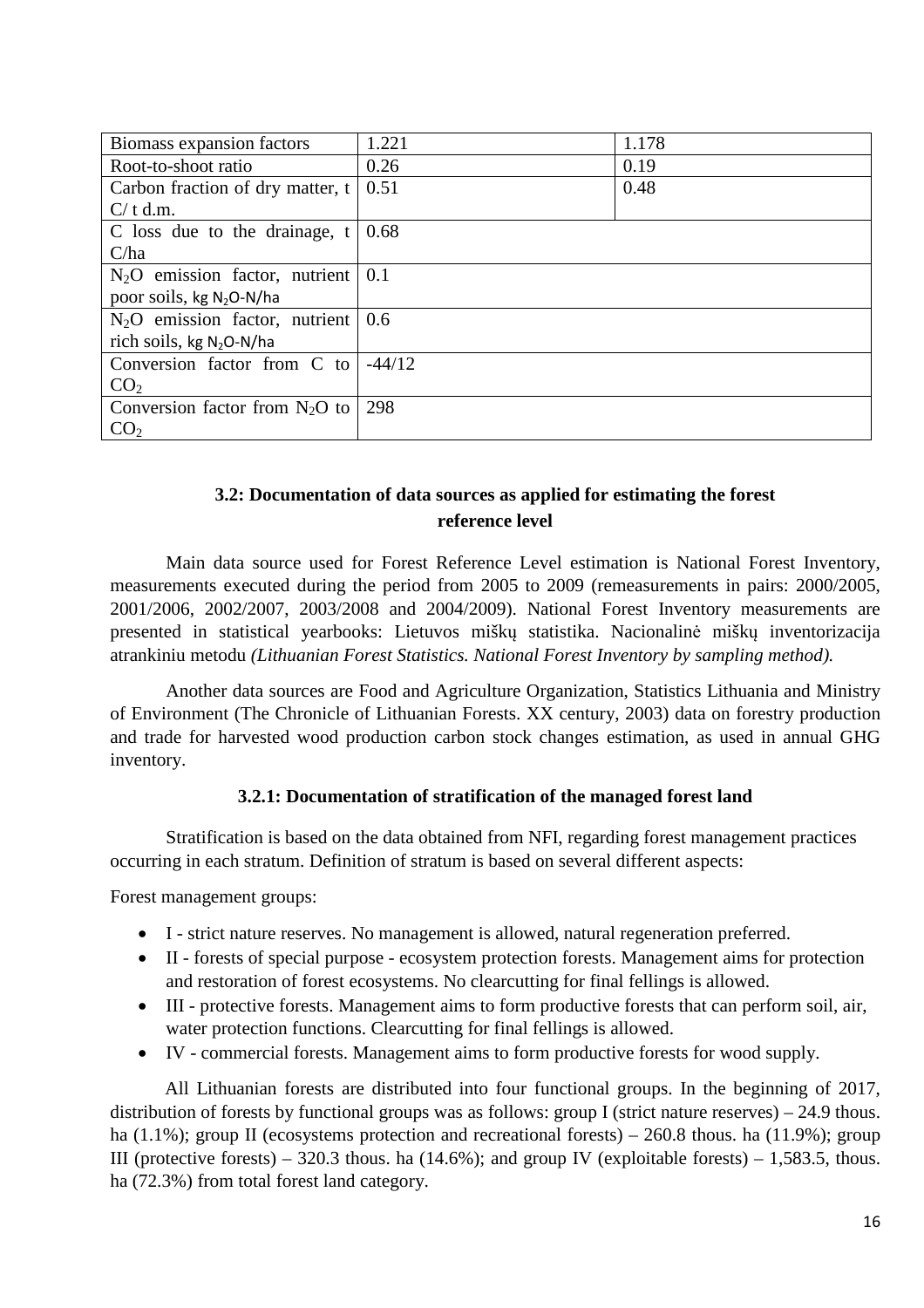| Biomass expansion factors | 1.221 | 1.178 |
| --- | --- | --- |
| Root-to-shoot ratio | 0.26 | 0.19 |
| Carbon fraction of dry matter, t C/ t d.m. | 0.51 | 0.48 |
| C loss due to the drainage, t C/ha | 0.68 | |
| $N_2O$ emission factor, nutrient poor soils, kg $N_2O$-N/ha | 0.1 | |
| $N_2O$ emission factor, nutrient rich soils, kg $N_2O$-N/ha | 0.6 | |
| Conversion factor from C to $CO_2$ | -44/12 | |
| Conversion factor from $N_2O$ to $CO_2$ | 298 | |

## 3.2: Documentation of data sources as applied for estimating the forest reference level

Main data source used for Forest Reference Level estimation is National Forest Inventory, measurements executed during the period from 2005 to 2009 (remeasurements in pairs: 2000/2005, 2001/2006, 2002/2007, 2003/2008 and 2004/2009). National Forest Inventory measurements are presented in statistical yearbooks: Lietuvos miškų statistika. Nacionalinė miškų inventorizacija atrankiniu metodu *(Lithuanian Forest Statistics. National Forest Inventory by sampling method).*

Another data sources are Food and Agriculture Organization, Statistics Lithuania and Ministry of Environment (The Chronicle of Lithuanian Forests. XX century, 2003) data on forestry production and trade for harvested wood production carbon stock changes estimation, as used in annual GHG inventory.

### 3.2.1: Documentation of stratification of the managed forest land

Stratification is based on the data obtained from NFI, regarding forest management practices occurring in each stratum. Definition of stratum is based on several different aspects:

Forest management groups:

- I - strict nature reserves. No management is allowed, natural regeneration preferred.
- II - forests of special purpose - ecosystem protection forests. Management aims for protection and restoration of forest ecosystems. No clearcutting for final fellings is allowed.
- III - protective forests. Management aims to form productive forests that can perform soil, air, water protection functions. Clearcutting for final fellings is allowed.
- IV - commercial forests. Management aims to form productive forests for wood supply.

All Lithuanian forests are distributed into four functional groups. In the beginning of 2017, distribution of forests by functional groups was as follows: group I (strict nature reserves) – 24.9 thous. ha (1.1%); group II (ecosystems protection and recreational forests) – 260.8 thous. ha (11.9%); group III (protective forests) – 320.3 thous. ha (14.6%); and group IV (exploitable forests) – 1,583.5, thous. ha (72.3%) from total forest land category.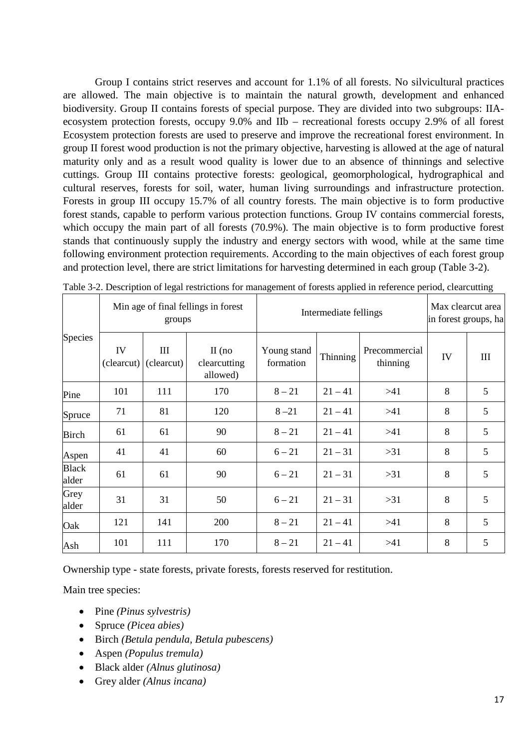Group I contains strict reserves and account for 1.1% of all forests. No silvicultural practices are allowed. The main objective is to maintain the natural growth, development and enhanced biodiversity. Group II contains forests of special purpose. They are divided into two subgroups: IIA-ecosystem protection forests, occupy 9.0% and IIb – recreational forests occupy 2.9% of all forest Ecosystem protection forests are used to preserve and improve the recreational forest environment. In group II forest wood production is not the primary objective, harvesting is allowed at the age of natural maturity only and as a result wood quality is lower due to an absence of thinnings and selective cuttings. Group III contains protective forests: geological, geomorphological, hydrographical and cultural reserves, forests for soil, water, human living surroundings and infrastructure protection. Forests in group III occupy 15.7% of all country forests. The main objective is to form productive forest stands, capable to perform various protection functions. Group IV contains commercial forests, which occupy the main part of all forests (70.9%). The main objective is to form productive forest stands that continuously supply the industry and energy sectors with wood, while at the same time following environment protection requirements. According to the main objectives of each forest group and protection level, there are strict limitations for harvesting determined in each group (Table 3-2).

Table 3-2. Description of legal restrictions for management of forests applied in reference period, clearcutting

| Species | Min age of final fellings in forest groups | | | Intermediate fellings | | | Max clearcut area in forest groups, ha | |
|---|---|---|---|---|---|---|---|---|
| | IV (clearcut) | III (clearcut) | II (no clearcutting allowed) | Young stand formation | Thinning | Precommercial thinning | IV | III |
| Pine | 101 | 111 | 170 | 8 – 21 | 21 – 41 | >41 | 8 | 5 |
| Spruce | 71 | 81 | 120 | 8 –21 | 21 – 41 | >41 | 8 | 5 |
| Birch | 61 | 61 | 90 | 8 – 21 | 21 – 41 | >41 | 8 | 5 |
| Aspen | 41 | 41 | 60 | 6 – 21 | 21 – 31 | >31 | 8 | 5 |
| Black alder | 61 | 61 | 90 | 6 – 21 | 21 – 31 | >31 | 8 | 5 |
| Grey alder | 31 | 31 | 50 | 6 – 21 | 21 – 31 | >31 | 8 | 5 |
| Oak | 121 | 141 | 200 | 8 – 21 | 21 – 41 | >41 | 8 | 5 |
| Ash | 101 | 111 | 170 | 8 – 21 | 21 – 41 | >41 | 8 | 5 |

Ownership type - state forests, private forests, forests reserved for restitution.

Main tree species:

- Pine *(Pinus sylvestris)*
- Spruce *(Picea abies)*
- Birch *(Betula pendula, Betula pubescens)*
- Aspen *(Populus tremula)*
- Black alder *(Alnus glutinosa)*
- Grey alder *(Alnus incana)*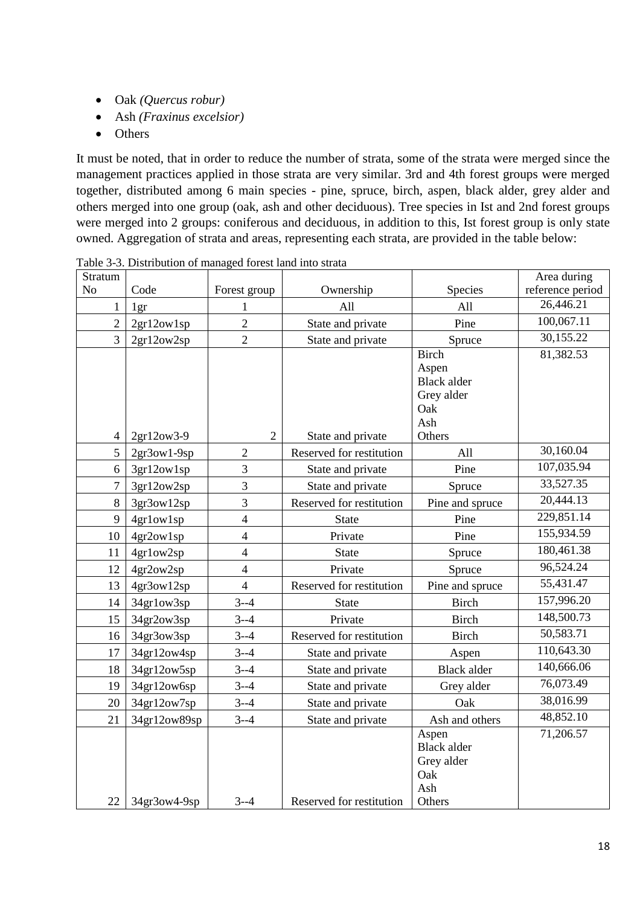- Oak *(Quercus robur)*
- Ash *(Fraxinus excelsior)*
- Others

It must be noted, that in order to reduce the number of strata, some of the strata were merged since the management practices applied in those strata are very similar. 3rd and 4th forest groups were merged together, distributed among 6 main species - pine, spruce, birch, aspen, black alder, grey alder and others merged into one group (oak, ash and other deciduous). Tree species in Ist and 2nd forest groups were merged into 2 groups: coniferous and deciduous, in addition to this, Ist forest group is only state owned. Aggregation of strata and areas, representing each strata, are provided in the table below:

Table 3-3. Distribution of managed forest land into strata

| Stratum No | Code | Forest group | Ownership | Species | Area during reference period |
|---|---|---|---|---|---|
| 1 | 1gr | 1 | All | All | 26,446.21 |
| 2 | 2gr12ow1sp | 2 | State and private | Pine | 100,067.11 |
| 3 | 2gr12ow2sp | 2 | State and private | Spruce | 30,155.22 |
| 4 | 2gr12ow3-9 | 2 | State and private | Birch<br>Aspen<br>Black alder<br>Grey alder<br>Oak<br>Ash<br>Others | 81,382.53 |
| 5 | 2gr3ow1-9sp | 2 | Reserved for restitution | All | 30,160.04 |
| 6 | 3gr12ow1sp | 3 | State and private | Pine | 107,035.94 |
| 7 | 3gr12ow2sp | 3 | State and private | Spruce | 33,527.35 |
| 8 | 3gr3ow12sp | 3 | Reserved for restitution | Pine and spruce | 20,444.13 |
| 9 | 4gr1ow1sp | 4 | State | Pine | 229,851.14 |
| 10 | 4gr2ow1sp | 4 | Private | Pine | 155,934.59 |
| 11 | 4gr1ow2sp | 4 | State | Spruce | 180,461.38 |
| 12 | 4gr2ow2sp | 4 | Private | Spruce | 96,524.24 |
| 13 | 4gr3ow12sp | 4 | Reserved for restitution | Pine and spruce | 55,431.47 |
| 14 | 34gr1ow3sp | 3--4 | State | Birch | 157,996.20 |
| 15 | 34gr2ow3sp | 3--4 | Private | Birch | 148,500.73 |
| 16 | 34gr3ow3sp | 3--4 | Reserved for restitution | Birch | 50,583.71 |
| 17 | 34gr12ow4sp | 3--4 | State and private | Aspen | 110,643.30 |
| 18 | 34gr12ow5sp | 3--4 | State and private | Black alder | 140,666.06 |
| 19 | 34gr12ow6sp | 3--4 | State and private | Grey alder | 76,073.49 |
| 20 | 34gr12ow7sp | 3--4 | State and private | Oak | 38,016.99 |
| 21 | 34gr12ow89sp | 3--4 | State and private | Ash and others | 48,852.10 |
| 22 | 34gr3ow4-9sp | 3--4 | Reserved for restitution | Aspen<br>Black alder<br>Grey alder<br>Oak<br>Ash<br>Others | 71,206.57 |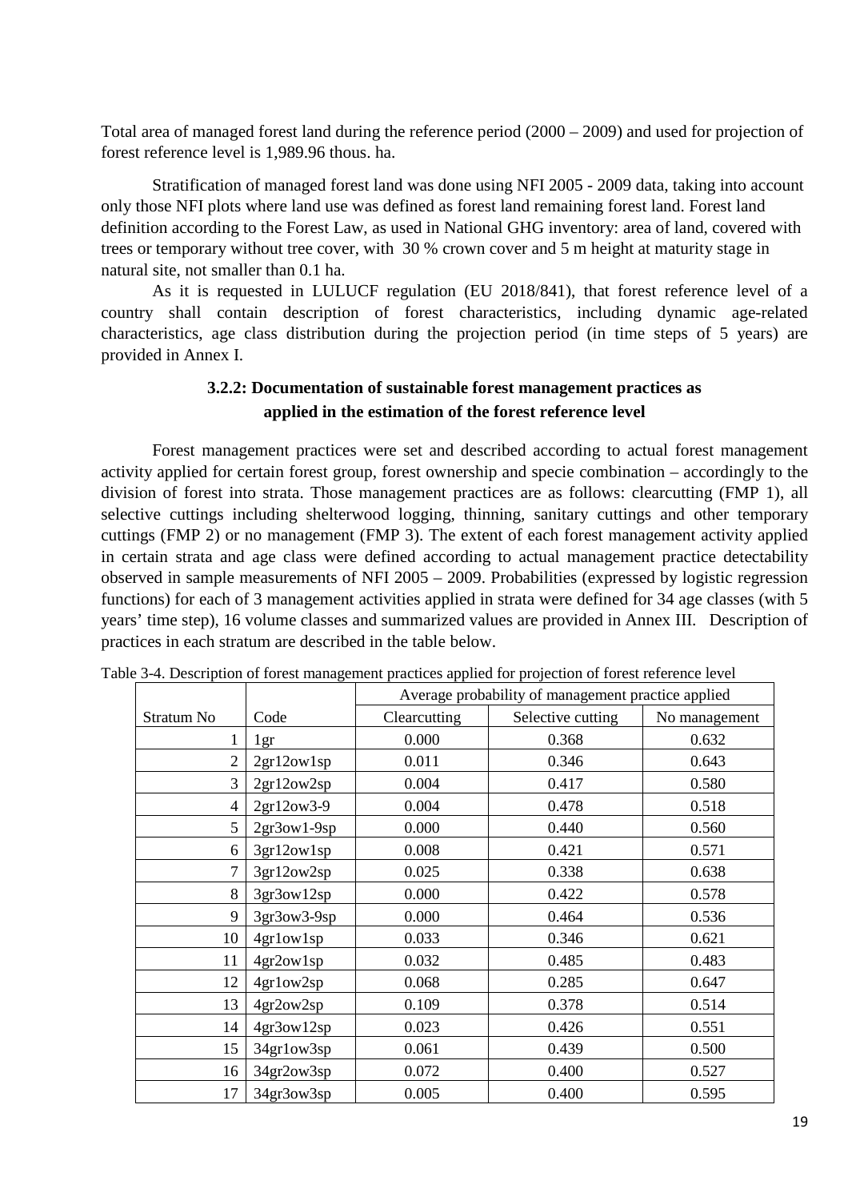Total area of managed forest land during the reference period (2000 – 2009) and used for projection of forest reference level is 1,989.96 thous. ha.

Stratification of managed forest land was done using NFI 2005 - 2009 data, taking into account only those NFI plots where land use was defined as forest land remaining forest land. Forest land definition according to the Forest Law, as used in National GHG inventory: area of land, covered with trees or temporary without tree cover, with 30 % crown cover and 5 m height at maturity stage in natural site, not smaller than 0.1 ha.

As it is requested in LULUCF regulation (EU 2018/841), that forest reference level of a country shall contain description of forest characteristics, including dynamic age-related characteristics, age class distribution during the projection period (in time steps of 5 years) are provided in Annex I.

### 3.2.2: Documentation of sustainable forest management practices as applied in the estimation of the forest reference level

Forest management practices were set and described according to actual forest management activity applied for certain forest group, forest ownership and specie combination – accordingly to the division of forest into strata. Those management practices are as follows: clearcutting (FMP 1), all selective cuttings including shelterwood logging, thinning, sanitary cuttings and other temporary cuttings (FMP 2) or no management (FMP 3). The extent of each forest management activity applied in certain strata and age class were defined according to actual management practice detectability observed in sample measurements of NFI 2005 – 2009. Probabilities (expressed by logistic regression functions) for each of 3 management activities applied in strata were defined for 34 age classes (with 5 years' time step), 16 volume classes and summarized values are provided in Annex III. Description of practices in each stratum are described in the table below.

Table 3-4. Description of forest management practices applied for projection of forest reference level

| | | Average probability of management practice applied | | |
|---|---|---|---|---|
| Stratum No | Code | Clearcutting | Selective cutting | No management |
| 1 | 1gr | 0.000 | 0.368 | 0.632 |
| 2 | 2gr12ow1sp | 0.011 | 0.346 | 0.643 |
| 3 | 2gr12ow2sp | 0.004 | 0.417 | 0.580 |
| 4 | 2gr12ow3-9 | 0.004 | 0.478 | 0.518 |
| 5 | 2gr3ow1-9sp | 0.000 | 0.440 | 0.560 |
| 6 | 3gr12ow1sp | 0.008 | 0.421 | 0.571 |
| 7 | 3gr12ow2sp | 0.025 | 0.338 | 0.638 |
| 8 | 3gr3ow12sp | 0.000 | 0.422 | 0.578 |
| 9 | 3gr3ow3-9sp | 0.000 | 0.464 | 0.536 |
| 10 | 4gr1ow1sp | 0.033 | 0.346 | 0.621 |
| 11 | 4gr2ow1sp | 0.032 | 0.485 | 0.483 |
| 12 | 4gr1ow2sp | 0.068 | 0.285 | 0.647 |
| 13 | 4gr2ow2sp | 0.109 | 0.378 | 0.514 |
| 14 | 4gr3ow12sp | 0.023 | 0.426 | 0.551 |
| 15 | 34gr1ow3sp | 0.061 | 0.439 | 0.500 |
| 16 | 34gr2ow3sp | 0.072 | 0.400 | 0.527 |
| 17 | 34gr3ow3sp | 0.005 | 0.400 | 0.595 |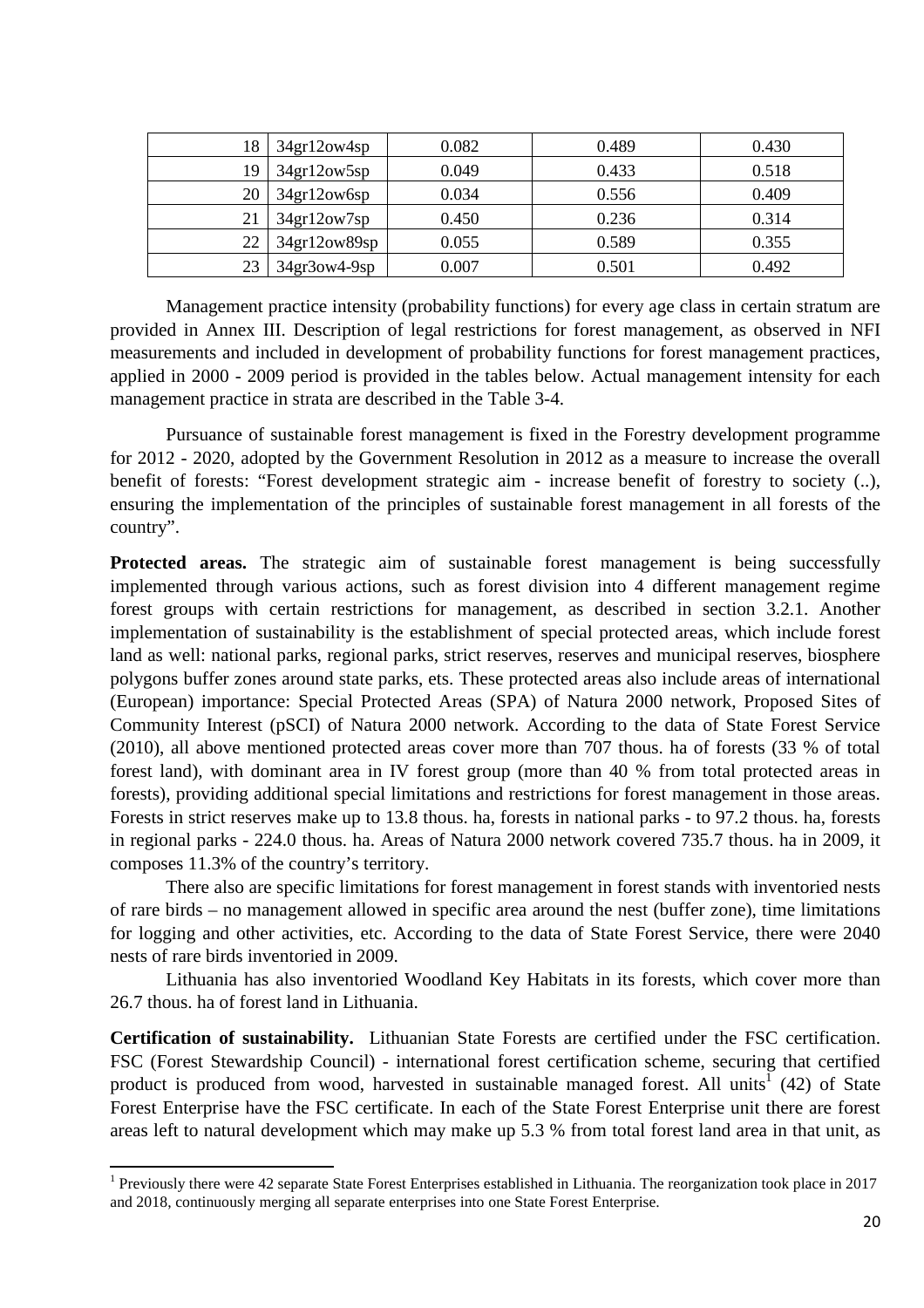| 18 | 34gr12ow4sp | 0.082 | 0.489 | 0.430 |
|---|---|---|---|---|
| 19 | 34gr12ow5sp | 0.049 | 0.433 | 0.518 |
| 20 | 34gr12ow6sp | 0.034 | 0.556 | 0.409 |
| 21 | 34gr12ow7sp | 0.450 | 0.236 | 0.314 |
| 22 | 34gr12ow89sp | 0.055 | 0.589 | 0.355 |
| 23 | 34gr3ow4-9sp | 0.007 | 0.501 | 0.492 |

Management practice intensity (probability functions) for every age class in certain stratum are provided in Annex III. Description of legal restrictions for forest management, as observed in NFI measurements and included in development of probability functions for forest management practices, applied in 2000 - 2009 period is provided in the tables below. Actual management intensity for each management practice in strata are described in the Table 3-4.

Pursuance of sustainable forest management is fixed in the Forestry development programme for 2012 - 2020, adopted by the Government Resolution in 2012 as a measure to increase the overall benefit of forests: "Forest development strategic aim - increase benefit of forestry to society (..), ensuring the implementation of the principles of sustainable forest management in all forests of the country".

**Protected areas.** The strategic aim of sustainable forest management is being successfully implemented through various actions, such as forest division into 4 different management regime forest groups with certain restrictions for management, as described in section 3.2.1. Another implementation of sustainability is the establishment of special protected areas, which include forest land as well: national parks, regional parks, strict reserves, reserves and municipal reserves, biosphere polygons buffer zones around state parks, ets. These protected areas also include areas of international (European) importance: Special Protected Areas (SPA) of Natura 2000 network, Proposed Sites of Community Interest (pSCI) of Natura 2000 network. According to the data of State Forest Service (2010), all above mentioned protected areas cover more than 707 thous. ha of forests (33 % of total forest land), with dominant area in IV forest group (more than 40 % from total protected areas in forests), providing additional special limitations and restrictions for forest management in those areas. Forests in strict reserves make up to 13.8 thous. ha, forests in national parks - to 97.2 thous. ha, forests in regional parks - 224.0 thous. ha. Areas of Natura 2000 network covered 735.7 thous. ha in 2009, it composes 11.3% of the country's territory.

There also are specific limitations for forest management in forest stands with inventoried nests of rare birds – no management allowed in specific area around the nest (buffer zone), time limitations for logging and other activities, etc. According to the data of State Forest Service, there were 2040 nests of rare birds inventoried in 2009.

Lithuania has also inventoried Woodland Key Habitats in its forests, which cover more than 26.7 thous. ha of forest land in Lithuania.

**Certification of sustainability.** Lithuanian State Forests are certified under the FSC certification. FSC (Forest Stewardship Council) - international forest certification scheme, securing that certified product is produced from wood, harvested in sustainable managed forest. All units[1] (42) of State Forest Enterprise have the FSC certificate. In each of the State Forest Enterprise unit there are forest areas left to natural development which may make up 5.3 % from total forest land area in that unit, as

[1] Previously there were 42 separate State Forest Enterprises established in Lithuania. The reorganization took place in 2017 and 2018, continuously merging all separate enterprises into one State Forest Enterprise.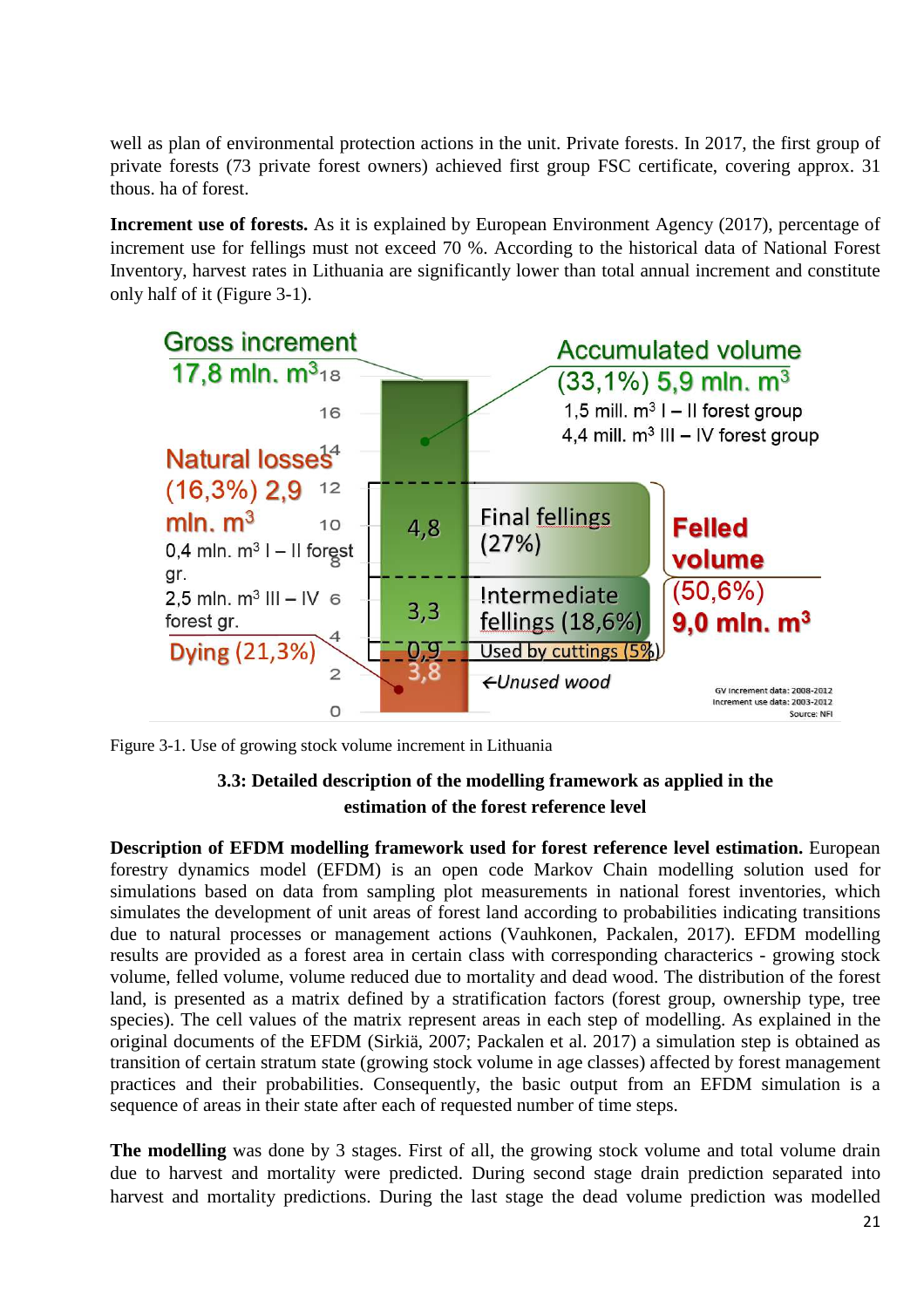well as plan of environmental protection actions in the unit. Private forests. In 2017, the first group of private forests (73 private forest owners) achieved first group FSC certificate, covering approx. 31 thous. ha of forest.

**Increment use of forests.** As it is explained by European Environment Agency (2017), percentage of increment use for fellings must not exceed 70 %. According to the historical data of National Forest Inventory, harvest rates in Lithuania are significantly lower than total annual increment and constitute only half of it (Figure 3-1).

Figure 3-1. Use of growing stock volume increment in Lithuania

### 3.3: Detailed description of the modelling framework as applied in the estimation of the forest reference level

**Description of EFDM modelling framework used for forest reference level estimation.** European forestry dynamics model (EFDM) is an open code Markov Chain modelling solution used for simulations based on data from sampling plot measurements in national forest inventories, which simulates the development of unit areas of forest land according to probabilities indicating transitions due to natural processes or management actions (Vauhkonen, Packalen, 2017). EFDM modelling results are provided as a forest area in certain class with corresponding characterics - growing stock volume, felled volume, volume reduced due to mortality and dead wood. The distribution of the forest land, is presented as a matrix defined by a stratification factors (forest group, ownership type, tree species). The cell values of the matrix represent areas in each step of modelling. As explained in the original documents of the EFDM (Sirkiä, 2007; Packalen et al. 2017) a simulation step is obtained as transition of certain stratum state (growing stock volume in age classes) affected by forest management practices and their probabilities. Consequently, the basic output from an EFDM simulation is a sequence of areas in their state after each of requested number of time steps.

**The modelling** was done by 3 stages. First of all, the growing stock volume and total volume drain due to harvest and mortality were predicted. During second stage drain prediction separated into harvest and mortality predictions. During the last stage the dead volume prediction was modelled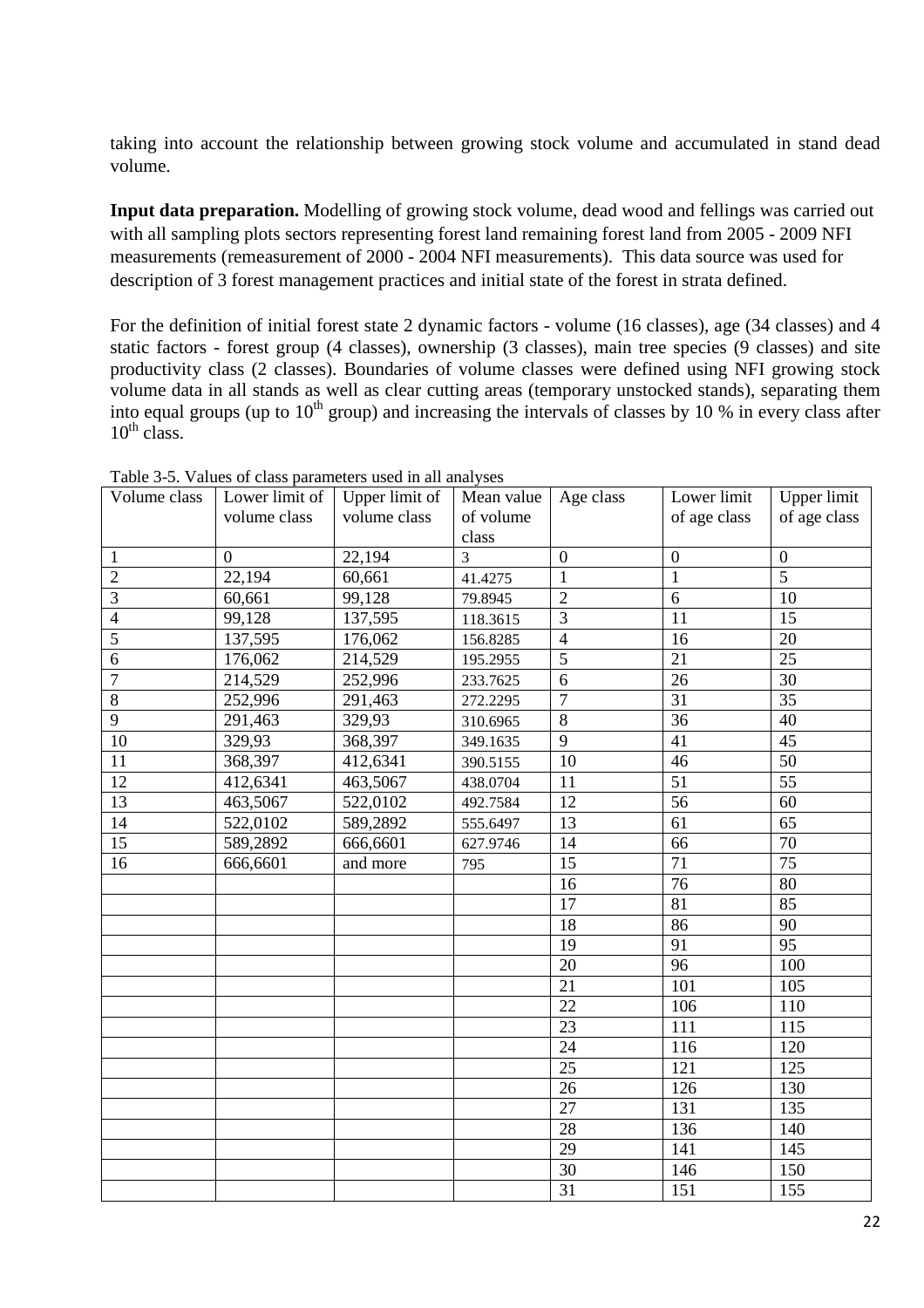taking into account the relationship between growing stock volume and accumulated in stand dead volume.

**Input data preparation.** Modelling of growing stock volume, dead wood and fellings was carried out with all sampling plots sectors representing forest land remaining forest land from 2005 - 2009 NFI measurements (remeasurement of 2000 - 2004 NFI measurements). This data source was used for description of 3 forest management practices and initial state of the forest in strata defined.

For the definition of initial forest state 2 dynamic factors - volume (16 classes), age (34 classes) and 4 static factors - forest group (4 classes), ownership (3 classes), main tree species (9 classes) and site productivity class (2 classes). Boundaries of volume classes were defined using NFI growing stock volume data in all stands as well as clear cutting areas (temporary unstocked stands), separating them into equal groups (up to 10[th] group) and increasing the intervals of classes by 10 % in every class after 10[th] class.

Table 3-5. Values of class parameters used in all analyses

| Volume class | Lower limit of volume class | Upper limit of volume class | Mean value of volume class | Age class | Lower limit of age class | Upper limit of age class |
|---|---|---|---|---|---|---|
| 1 | 0 | 22,194 | 3 | 0 | 0 | 0 |
| 2 | 22,194 | 60,661 | 41.4275 | 1 | 1 | 5 |
| 3 | 60,661 | 99,128 | 79.8945 | 2 | 6 | 10 |
| 4 | 99,128 | 137,595 | 118.3615 | 3 | 11 | 15 |
| 5 | 137,595 | 176,062 | 156.8285 | 4 | 16 | 20 |
| 6 | 176,062 | 214,529 | 195.2955 | 5 | 21 | 25 |
| 7 | 214,529 | 252,996 | 233.7625 | 6 | 26 | 30 |
| 8 | 252,996 | 291,463 | 272.2295 | 7 | 31 | 35 |
| 9 | 291,463 | 329,93 | 310.6965 | 8 | 36 | 40 |
| 10 | 329,93 | 368,397 | 349.1635 | 9 | 41 | 45 |
| 11 | 368,397 | 412,6341 | 390.5155 | 10 | 46 | 50 |
| 12 | 412,6341 | 463,5067 | 438.0704 | 11 | 51 | 55 |
| 13 | 463,5067 | 522,0102 | 492.7584 | 12 | 56 | 60 |
| 14 | 522,0102 | 589,2892 | 555.6497 | 13 | 61 | 65 |
| 15 | 589,2892 | 666,6601 | 627.9746 | 14 | 66 | 70 |
| 16 | 666,6601 | and more | 795 | 15 | 71 | 75 |
| | | | | 16 | 76 | 80 |
| | | | | 17 | 81 | 85 |
| | | | | 18 | 86 | 90 |
| | | | | 19 | 91 | 95 |
| | | | | 20 | 96 | 100 |
| | | | | 21 | 101 | 105 |
| | | | | 22 | 106 | 110 |
| | | | | 23 | 111 | 115 |
| | | | | 24 | 116 | 120 |
| | | | | 25 | 121 | 125 |
| | | | | 26 | 126 | 130 |
| | | | | 27 | 131 | 135 |
| | | | | 28 | 136 | 140 |
| | | | | 29 | 141 | 145 |
| | | | | 30 | 146 | 150 |
| | | | | 31 | 151 | 155 |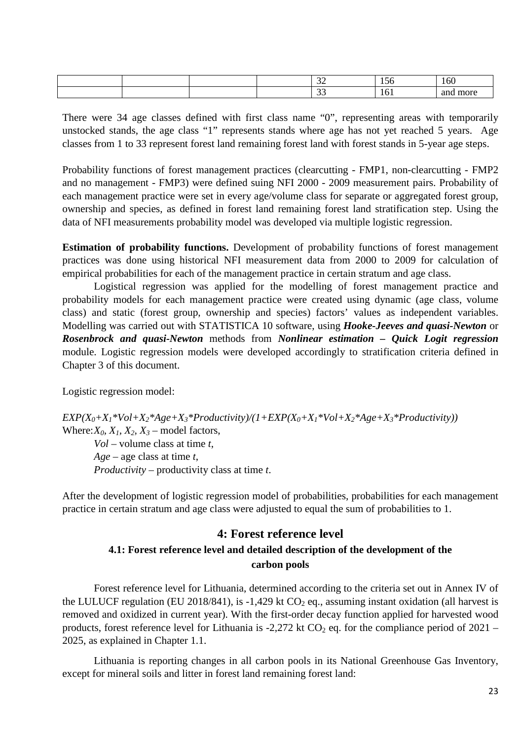| | | | | | | |
|---|---|---|---|---|---|---|
| | | | | 32 | 156 | 160 |
| | | | | 33 | 161 | and more |

There were 34 age classes defined with first class name "0", representing areas with temporarily unstocked stands, the age class "1" represents stands where age has not yet reached 5 years. Age classes from 1 to 33 represent forest land remaining forest land with forest stands in 5-year age steps.

Probability functions of forest management practices (clearcutting - FMP1, non-clearcutting - FMP2 and no management - FMP3) were defined suing NFI 2000 - 2009 measurement pairs. Probability of each management practice were set in every age/volume class for separate or aggregated forest group, ownership and species, as defined in forest land remaining forest land stratification step. Using the data of NFI measurements probability model was developed via multiple logistic regression.

**Estimation of probability functions.** Development of probability functions of forest management practices was done using historical NFI measurement data from 2000 to 2009 for calculation of empirical probabilities for each of the management practice in certain stratum and age class.

Logistical regression was applied for the modelling of forest management practice and probability models for each management practice were created using dynamic (age class, volume class) and static (forest group, ownership and species) factors' values as independent variables. Modelling was carried out with STATISTICA 10 software, using ***Hooke-Jeeves and quasi-Newton*** or ***Rosenbrock and quasi-Newton*** methods from ***Nonlinear estimation – Quick Logit regression*** module. Logistic regression models were developed accordingly to stratification criteria defined in Chapter 3 of this document.

Logistic regression model:

$$EXP(X_0+X_1*Vol+X_2*Age+X_3*Productivity)/(1+EXP(X_0+X_1*Vol+X_2*Age+X_3*Productivity))$$

Where: $X_0$, $X_1$, $X_2$, $X_3$ – model factors,

*Vol* – volume class at time *t*,

*Age* – age class at time *t*,

*Productivity* – productivity class at time *t*.

After the development of logistic regression model of probabilities, probabilities for each management practice in certain stratum and age class were adjusted to equal the sum of probabilities to 1.

## 4: Forest reference level

### 4.1: Forest reference level and detailed description of the development of the carbon pools

Forest reference level for Lithuania, determined according to the criteria set out in Annex IV of the LULUCF regulation (EU 2018/841), is -1,429 kt $CO_2$ eq., assuming instant oxidation (all harvest is removed and oxidized in current year). With the first-order decay function applied for harvested wood products, forest reference level for Lithuania is -2,272 kt $CO_2$ eq. for the compliance period of 2021 – 2025, as explained in Chapter 1.1.

Lithuania is reporting changes in all carbon pools in its National Greenhouse Gas Inventory, except for mineral soils and litter in forest land remaining forest land: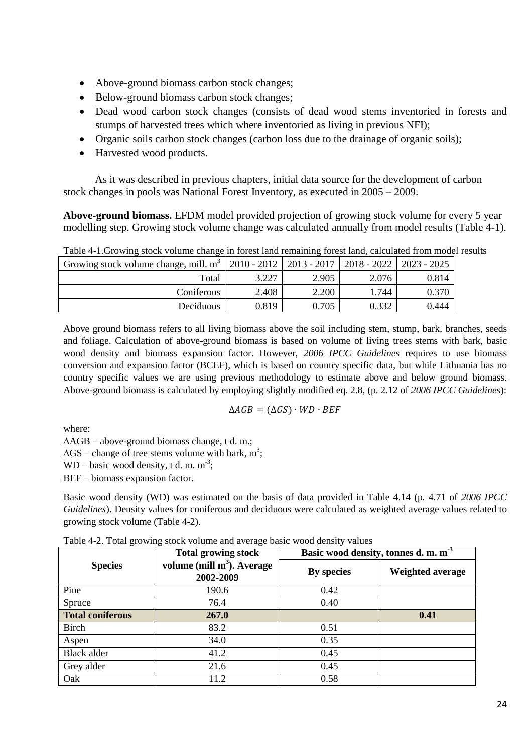- Above-ground biomass carbon stock changes;
- Below-ground biomass carbon stock changes;
- Dead wood carbon stock changes (consists of dead wood stems inventoried in forests and stumps of harvested trees which where inventoried as living in previous NFI);
- Organic soils carbon stock changes (carbon loss due to the drainage of organic soils);
- Harvested wood products.

As it was described in previous chapters, initial data source for the development of carbon stock changes in pools was National Forest Inventory, as executed in 2005 – 2009.

**Above-ground biomass.** EFDM model provided projection of growing stock volume for every 5 year modelling step. Growing stock volume change was calculated annually from model results (Table 4-1).

Table 4-1.Growing stock volume change in forest land remaining forest land, calculated from model results

| Growing stock volume change, mill. $m^3$ | 2010 - 2012 | 2013 - 2017 | 2018 - 2022 | 2023 - 2025 |
|---|---|---|---|---|
| Total | 3.227 | 2.905 | 2.076 | 0.814 |
| Coniferous | 2.408 | 2.200 | 1.744 | 0.370 |
| Deciduous | 0.819 | 0.705 | 0.332 | 0.444 |

Above ground biomass refers to all living biomass above the soil including stem, stump, bark, branches, seeds and foliage. Calculation of above-ground biomass is based on volume of living trees stems with bark, basic wood density and biomass expansion factor. However, *2006 IPCC Guidelines* requires to use biomass conversion and expansion factor (BCEF), which is based on country specific data, but while Lithuania has no country specific values we are using previous methodology to estimate above and below ground biomass. Above-ground biomass is calculated by employing slightly modified eq. 2.8, (p. 2.12 of *2006 IPCC Guidelines*):

$$\Delta AGB = (\Delta GS) \cdot WD \cdot BEF$$

where:

$\Delta$AGB – above-ground biomass change, t d. m.;

$\Delta$GS – change of tree stems volume with bark, $m^3$;

WD – basic wood density, t d. m. $m^{-3}$;

BEF – biomass expansion factor.

Basic wood density (WD) was estimated on the basis of data provided in Table 4.14 (p. 4.71 of *2006 IPCC Guidelines*). Density values for coniferous and deciduous were calculated as weighted average values related to growing stock volume (Table 4-2).

Table 4-2. Total growing stock volume and average basic wood density values

| Species | Total growing stock volume (mill $m^3$). Average 2002-2009 | Basic wood density, tonnes d. m. $m^{-3}$ | |
|---|---|---|---|
| | | By species | Weighted average |
| Pine | 190.6 | 0.42 | |
| Spruce | 76.4 | 0.40 | |
| **Total coniferous** | **267.0** | | **0.41** |
| Birch | 83.2 | 0.51 | |
| Aspen | 34.0 | 0.35 | |
| Black alder | 41.2 | 0.45 | |
| Grey alder | 21.6 | 0.45 | |
| Oak | 11.2 | 0.58 | |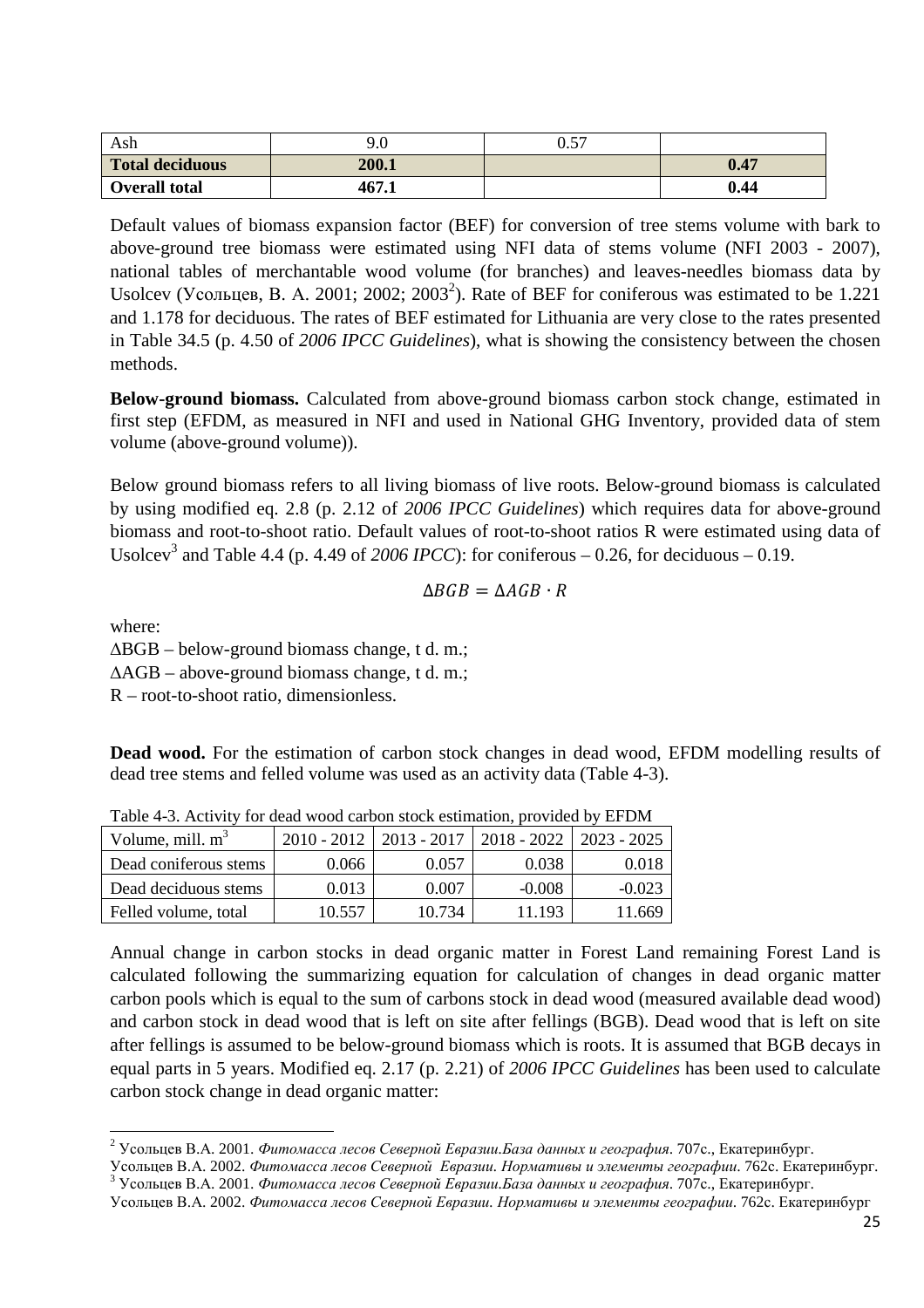| Ash | 9.0 | 0.57 | |
| --- | --- | --- | --- |
| **Total deciduous** | **200.1** | | **0.47** |
| **Overall total** | **467.1** | | **0.44** |

Default values of biomass expansion factor (BEF) for conversion of tree stems volume with bark to above-ground tree biomass were estimated using NFI data of stems volume (NFI 2003 - 2007), national tables of merchantable wood volume (for branches) and leaves-needles biomass data by Usolcev (Усольцев, В. А. 2001; 2002; 2003[2]). Rate of BEF for coniferous was estimated to be 1.221 and 1.178 for deciduous. The rates of BEF estimated for Lithuania are very close to the rates presented in Table 34.5 (p. 4.50 of *2006 IPCC Guidelines*), what is showing the consistency between the chosen methods.

**Below-ground biomass.** Calculated from above-ground biomass carbon stock change, estimated in first step (EFDM, as measured in NFI and used in National GHG Inventory, provided data of stem volume (above-ground volume)).

Below ground biomass refers to all living biomass of live roots. Below-ground biomass is calculated by using modified eq. 2.8 (p. 2.12 of *2006 IPCC Guidelines*) which requires data for above-ground biomass and root-to-shoot ratio. Default values of root-to-shoot ratios R were estimated using data of Usolcev[3] and Table 4.4 (p. 4.49 of *2006 IPCC*): for coniferous – 0.26, for deciduous – 0.19.

$$\Delta BGB = \Delta AGB \cdot R$$

where:

ΔBGB – below-ground biomass change, t d. m.;
ΔAGB – above-ground biomass change, t d. m.;
R – root-to-shoot ratio, dimensionless.

**Dead wood.** For the estimation of carbon stock changes in dead wood, EFDM modelling results of dead tree stems and felled volume was used as an activity data (Table 4-3).

Table 4-3. Activity for dead wood carbon stock estimation, provided by EFDM

| Volume, mill. $m^3$ | 2010 - 2012 | 2013 - 2017 | 2018 - 2022 | 2023 - 2025 |
| --- | --- | --- | --- | --- |
| Dead coniferous stems | 0.066 | 0.057 | 0.038 | 0.018 |
| Dead deciduous stems | 0.013 | 0.007 | -0.008 | -0.023 |
| Felled volume, total | 10.557 | 10.734 | 11.193 | 11.669 |

Annual change in carbon stocks in dead organic matter in Forest Land remaining Forest Land is calculated following the summarizing equation for calculation of changes in dead organic matter carbon pools which is equal to the sum of carbons stock in dead wood (measured available dead wood) and carbon stock in dead wood that is left on site after fellings (BGB). Dead wood that is left on site after fellings is assumed to be below-ground biomass which is roots. It is assumed that BGB decays in equal parts in 5 years. Modified eq. 2.17 (p. 2.21) of *2006 IPCC Guidelines* has been used to calculate carbon stock change in dead organic matter:

---

[2] Усольцев В.А. 2001. *Фитомасса лесов Северной Евразии.База данных и география*. 707с., Екатеринбург.
Усольцев В.А. 2002. *Фитомасса лесов Северной Евразии. Нормативы и элементы географии*. 762с. Екатеринбург.

[3] Усольцев В.А. 2001. *Фитомасса лесов Северной Евразии.База данных и география*. 707с., Екатеринбург.
Усольцев В.А. 2002. *Фитомасса лесов Северной Евразии. Нормативы и элементы географии*. 762с. Екатеринбург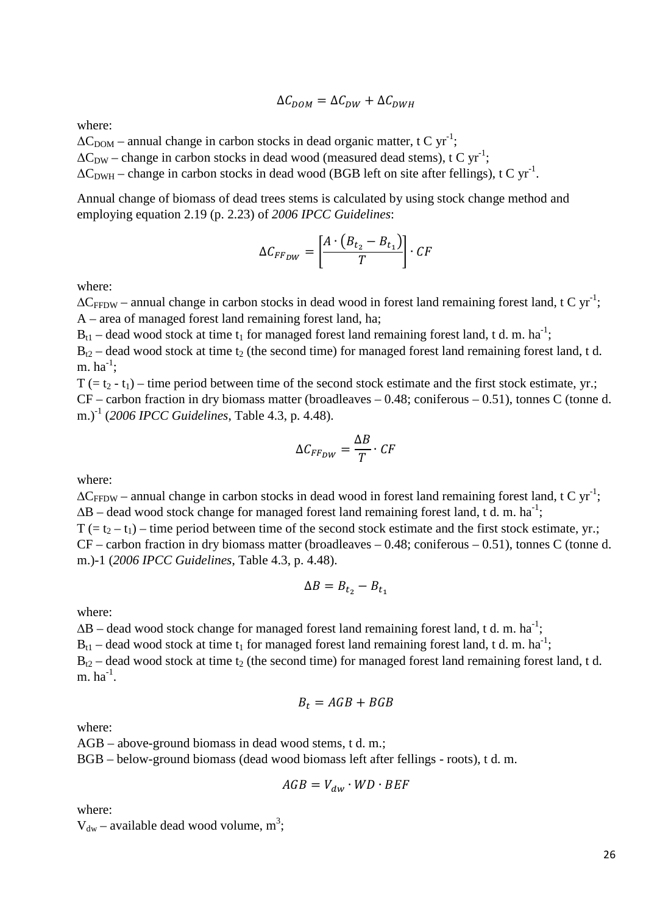$$\Delta C_{DOM} = \Delta C_{DW} + \Delta C_{DWH}$$

where:

$\Delta C_{DOM}$ – annual change in carbon stocks in dead organic matter, t C $yr^{-1}$;
$\Delta C_{DW}$ – change in carbon stocks in dead wood (measured dead stems), t C $yr^{-1}$;
$\Delta C_{DWH}$ – change in carbon stocks in dead wood (BGB left on site after fellings), t C $yr^{-1}$.

Annual change of biomass of dead trees stems is calculated by using stock change method and employing equation 2.19 (p. 2.23) of *2006 IPCC Guidelines*:

$$\Delta C_{FF_{DW}} = \left[\frac{A \cdot \left(B_{t_2} - B_{t_1}\right)}{T}\right] \cdot CF$$

where:

$\Delta C_{FFDW}$ – annual change in carbon stocks in dead wood in forest land remaining forest land, t C $yr^{-1}$;
A – area of managed forest land remaining forest land, ha;
$B_{t1}$ – dead wood stock at time $t_1$ for managed forest land remaining forest land, t d. m. $ha^{-1}$;
$B_{t2}$ – dead wood stock at time $t_2$ (the second time) for managed forest land remaining forest land, t d. m. $ha^{-1}$;
T (= $t_2$ - $t_1$) – time period between time of the second stock estimate and the first stock estimate, yr.;
CF – carbon fraction in dry biomass matter (broadleaves – 0.48; coniferous – 0.51), tonnes C (tonne d. m.)$^{-1}$ (*2006 IPCC Guidelines*, Table 4.3, p. 4.48).

$$\Delta C_{FF_{DW}} = \frac{\Delta B}{T} \cdot CF$$

where:

$\Delta C_{FFDW}$ – annual change in carbon stocks in dead wood in forest land remaining forest land, t C $yr^{-1}$;
ΔB – dead wood stock change for managed forest land remaining forest land, t d. m. $ha^{-1}$;
T (= $t_2$ – $t_1$) – time period between time of the second stock estimate and the first stock estimate, yr.;
CF – carbon fraction in dry biomass matter (broadleaves – 0.48; coniferous – 0.51), tonnes C (tonne d. m.)-1 (*2006 IPCC Guidelines*, Table 4.3, p. 4.48).

$$\Delta B = B_{t_2} - B_{t_1}$$

where:

ΔB – dead wood stock change for managed forest land remaining forest land, t d. m. $ha^{-1}$;
$B_{t1}$ – dead wood stock at time $t_1$ for managed forest land remaining forest land, t d. m. $ha^{-1}$;
$B_{t2}$ – dead wood stock at time $t_2$ (the second time) for managed forest land remaining forest land, t d. m. $ha^{-1}$.

$$B_t = AGB + BGB$$

where:

AGB – above-ground biomass in dead wood stems, t d. m.;
BGB – below-ground biomass (dead wood biomass left after fellings - roots), t d. m.

$$AGB = V_{dw} \cdot WD \cdot BEF$$

where:

$V_{dw}$ – available dead wood volume, $m^3$;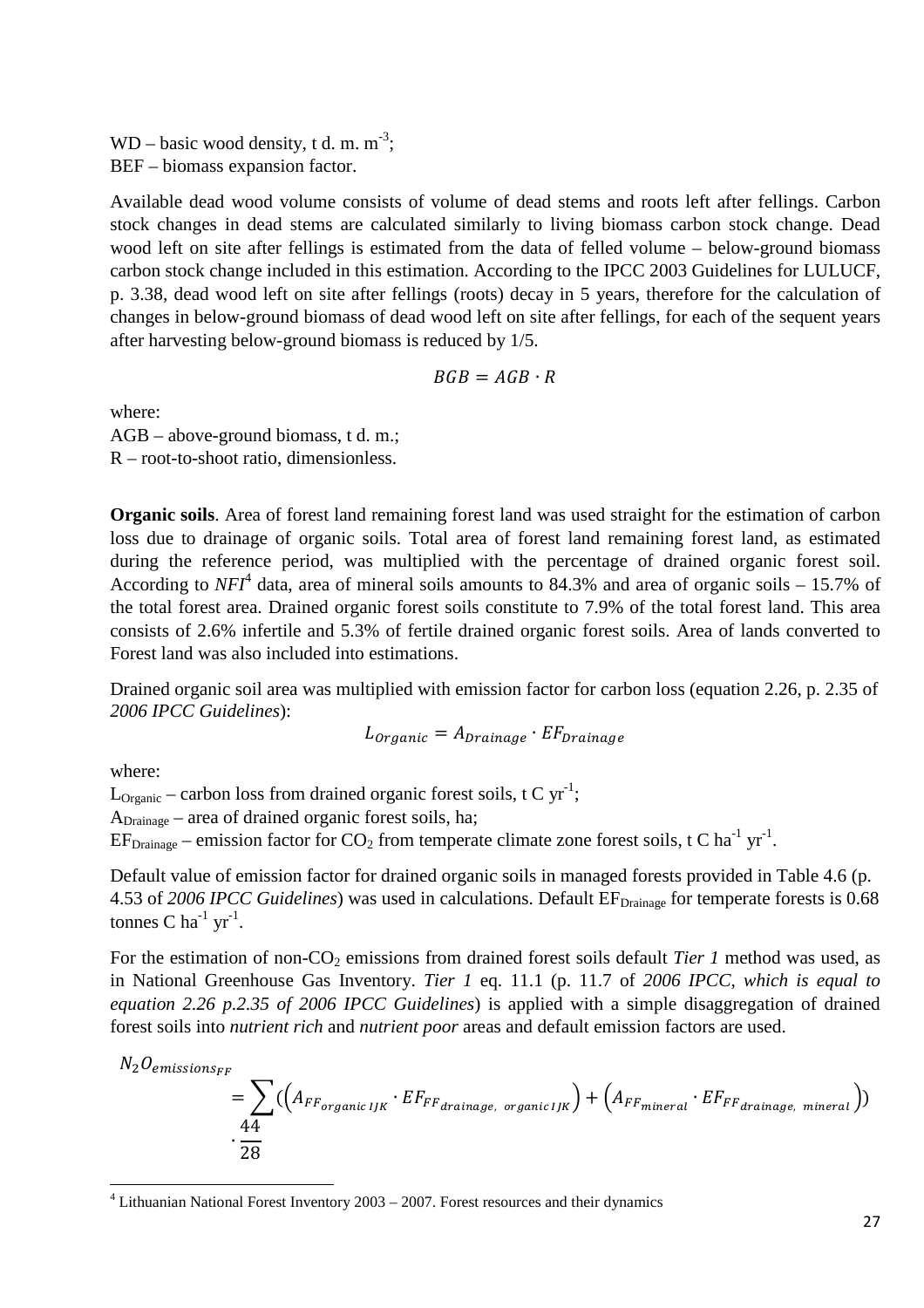WD – basic wood density, t d. m. $m^{-3}$;
BEF – biomass expansion factor.

Available dead wood volume consists of volume of dead stems and roots left after fellings. Carbon stock changes in dead stems are calculated similarly to living biomass carbon stock change. Dead wood left on site after fellings is estimated from the data of felled volume – below-ground biomass carbon stock change included in this estimation. According to the IPCC 2003 Guidelines for LULUCF, p. 3.38, dead wood left on site after fellings (roots) decay in 5 years, therefore for the calculation of changes in below-ground biomass of dead wood left on site after fellings, for each of the sequent years after harvesting below-ground biomass is reduced by 1/5.

$$BGB = AGB \cdot R$$

where:
AGB – above-ground biomass, t d. m.;
R – root-to-shoot ratio, dimensionless.

**Organic soils**. Area of forest land remaining forest land was used straight for the estimation of carbon loss due to drainage of organic soils. Total area of forest land remaining forest land, as estimated during the reference period, was multiplied with the percentage of drained organic forest soil. According to *NFI*[4] data, area of mineral soils amounts to 84.3% and area of organic soils – 15.7% of the total forest area. Drained organic forest soils constitute to 7.9% of the total forest land. This area consists of 2.6% infertile and 5.3% of fertile drained organic forest soils. Area of lands converted to Forest land was also included into estimations.

Drained organic soil area was multiplied with emission factor for carbon loss (equation 2.26, p. 2.35 of *2006 IPCC Guidelines*):

$$L_{Organic} = A_{Drainage} \cdot EF_{Drainage}$$

where:
$L_{Organic}$ – carbon loss from drained organic forest soils, t C $yr^{-1}$;
$A_{Drainage}$ – area of drained organic forest soils, ha;
$EF_{Drainage}$ – emission factor for $CO_2$ from temperate climate zone forest soils, t C $ha^{-1}$ $yr^{-1}$.

Default value of emission factor for drained organic soils in managed forests provided in Table 4.6 (p. 4.53 of *2006 IPCC Guidelines*) was used in calculations. Default $EF_{Drainage}$ for temperate forests is 0.68 tonnes C $ha^{-1}$ $yr^{-1}$.

For the estimation of non-$CO_2$ emissions from drained forest soils default *Tier 1* method was used, as in National Greenhouse Gas Inventory. *Tier 1* eq. 11.1 (p. 11.7 of *2006 IPCC, which is equal to equation 2.26 p.2.35 of 2006 IPCC Guidelines*) is applied with a simple disaggregation of drained forest soils into *nutrient rich* and *nutrient poor* areas and default emission factors are used.

$$N_2O_{emissions_{FF}} = \sum \left( \left( A_{FF_{organic\,IJK}} \cdot EF_{FF_{drainage,\ organic\,IJK}} \right) + \left( A_{FF_{mineral}} \cdot EF_{FF_{drainage,\ mineral}} \right) \right) \cdot \frac{44}{28}$$

[4] Lithuanian National Forest Inventory 2003 – 2007. Forest resources and their dynamics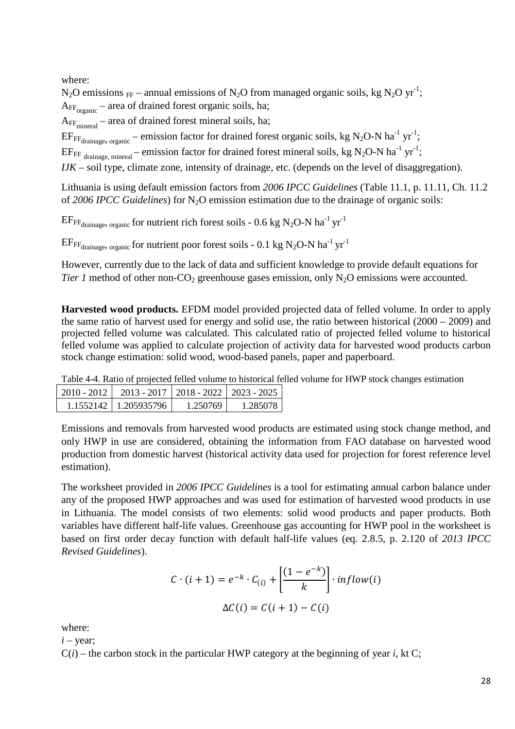where:

$N_2O$ emissions $_{FF}$ – annual emissions of $N_2O$ from managed organic soils, kg $N_2O$ $yr^{-1}$;

$A_{FF_{organic}}$ – area of drained forest organic soils, ha;

$A_{FF_{mineral}}$ – area of drained forest mineral soils, ha;

$EF_{FF_{drainage,\ organic}}$ – emission factor for drained forest organic soils, kg $N_2O$-N $ha^{-1}$ $yr^{-1}$;

$EF_{FF\ drainage,\ mineral}$ – emission factor for drained forest mineral soils, kg $N_2O$-N $ha^{-1}$ $yr^{-1}$;

*IJK* – soil type, climate zone, intensity of drainage, etc. (depends on the level of disaggregation).

Lithuania is using default emission factors from *2006 IPCC Guidelines* (Table 11.1, p. 11.11, Ch. 11.2 of *2006 IPCC Guidelines*) for $N_2O$ emission estimation due to the drainage of organic soils:

$EF_{FF_{drainage,\ organic}}$ for nutrient rich forest soils - 0.6 kg $N_2O$-N $ha^{-1}$ $yr^{-1}$

$EF_{FF_{drainage,\ organic}}$ for nutrient poor forest soils - 0.1 kg $N_2O$-N $ha^{-1}$ $yr^{-1}$

However, currently due to the lack of data and sufficient knowledge to provide default equations for *Tier 1* method of other non-$CO_2$ greenhouse gases emission, only $N_2O$ emissions were accounted.

**Harvested wood products.** EFDM model provided projected data of felled volume. In order to apply the same ratio of harvest used for energy and solid use, the ratio between historical (2000 – 2009) and projected felled volume was calculated. This calculated ratio of projected felled volume to historical felled volume was applied to calculate projection of activity data for harvested wood products carbon stock change estimation: solid wood, wood-based panels, paper and paperboard.

Table 4-4. Ratio of projected felled volume to historical felled volume for HWP stock changes estimation

| 2010 - 2012 | 2013 - 2017 | 2018 - 2022 | 2023 - 2025 |
|---|---|---|---|
| 1.1552142 | 1.205935796 | 1.250769 | 1.285078 |

Emissions and removals from harvested wood products are estimated using stock change method, and only HWP in use are considered, obtaining the information from FAO database on harvested wood production from domestic harvest (historical activity data used for projection for forest reference level estimation).

The worksheet provided in *2006 IPCC Guidelines* is a tool for estimating annual carbon balance under any of the proposed HWP approaches and was used for estimation of harvested wood products in use in Lithuania. The model consists of two elements: solid wood products and paper products. Both variables have different half-life values. Greenhouse gas accounting for HWP pool in the worksheet is based on first order decay function with default half-life values (eq. 2.8.5, p. 2.120 of *2013 IPCC Revised Guidelines*).

$$C \cdot (i+1) = e^{-k} \cdot C_{(i)} + \left[\frac{(1-e^{-k})}{k}\right] \cdot inflow(i)$$

$$\Delta C(i) = C(i+1) - C(i)$$

where:

*i* – year;

C(*i*) – the carbon stock in the particular HWP category at the beginning of year *i*, kt C;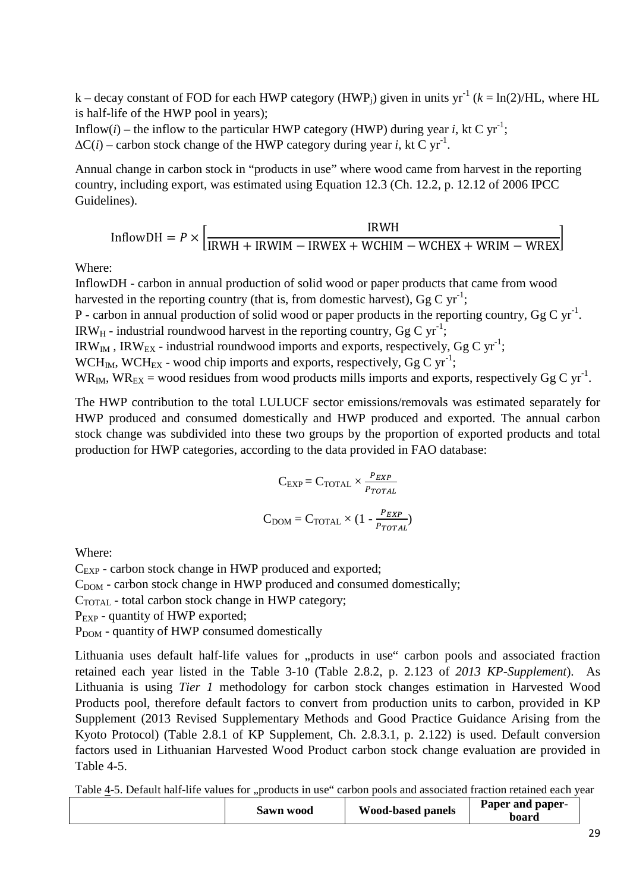k – decay constant of FOD for each HWP category ($HWP_j$) given in units $yr^{-1}$ ($k = \ln(2)/HL$, where HL is half-life of the HWP pool in years);

Inflow($i$) – the inflow to the particular HWP category (HWP) during year $i$, kt C $yr^{-1}$;

$\Delta C(i)$ – carbon stock change of the HWP category during year $i$, kt C $yr^{-1}$.

Annual change in carbon stock in "products in use" where wood came from harvest in the reporting country, including export, was estimated using Equation 12.3 (Ch. 12.2, p. 12.12 of 2006 IPCC Guidelines).

$$\text{InflowDH} = P \times \left[\frac{\text{IRWH}}{\text{IRWH} + \text{IRWIM} - \text{IRWEX} + \text{WCHIM} - \text{WCHEX} + \text{WRIM} - \text{WREX}}\right]$$

Where:

InflowDH - carbon in annual production of solid wood or paper products that came from wood harvested in the reporting country (that is, from domestic harvest), Gg C $yr^{-1}$;

P - carbon in annual production of solid wood or paper products in the reporting country, Gg C $yr^{-1}$.

$IRW_H$ - industrial roundwood harvest in the reporting country, Gg C $yr^{-1}$;

$IRW_{IM}$ , $IRW_{EX}$ - industrial roundwood imports and exports, respectively, Gg C $yr^{-1}$;

$WCH_{IM}$, $WCH_{EX}$ - wood chip imports and exports, respectively, Gg C $yr^{-1}$;

$WR_{IM}$, $WR_{EX}$ = wood residues from wood products mills imports and exports, respectively Gg C $yr^{-1}$.

The HWP contribution to the total LULUCF sector emissions/removals was estimated separately for HWP produced and consumed domestically and HWP produced and exported. The annual carbon stock change was subdivided into these two groups by the proportion of exported products and total production for HWP categories, according to the data provided in FAO database:

$$C_{EXP} = C_{TOTAL} \times \frac{P_{EXP}}{P_{TOTAL}}$$

$$C_{DOM} = C_{TOTAL} \times \left(1 - \frac{P_{EXP}}{P_{TOTAL}}\right)$$

Where:

$C_{EXP}$ - carbon stock change in HWP produced and exported;

$C_{DOM}$ - carbon stock change in HWP produced and consumed domestically;

$C_{TOTAL}$ - total carbon stock change in HWP category;

$P_{EXP}$ - quantity of HWP exported;

$P_{DOM}$ - quantity of HWP consumed domestically

Lithuania uses default half-life values for „products in use" carbon pools and associated fraction retained each year listed in the Table 3-10 (Table 2.8.2, p. 2.123 of *2013 KP-Supplement*). As Lithuania is using *Tier 1* methodology for carbon stock changes estimation in Harvested Wood Products pool, therefore default factors to convert from production units to carbon, provided in KP Supplement (2013 Revised Supplementary Methods and Good Practice Guidance Arising from the Kyoto Protocol) (Table 2.8.1 of KP Supplement, Ch. 2.8.3.1, p. 2.122) is used. Default conversion factors used in Lithuanian Harvested Wood Product carbon stock change evaluation are provided in Table 4-5.

Table 4-5. Default half-life values for „products in use" carbon pools and associated fraction retained each year

| | **Sawn wood** | **Wood-based panels** | **Paper and paper-board** |
|---|---|---|---|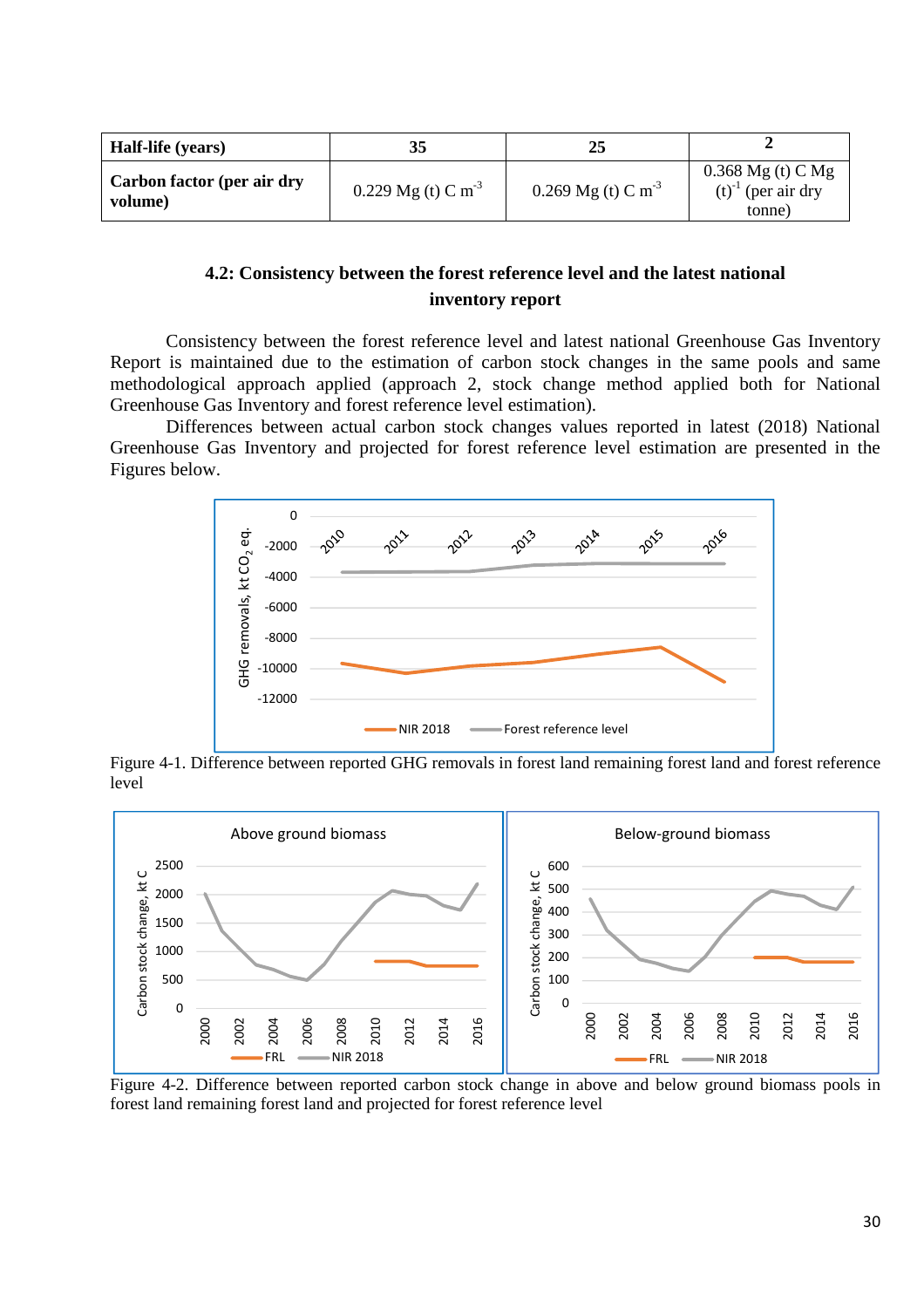| Half-life (years) | 35 | 25 | 2 |
|---|---|---|---|
| Carbon factor (per air dry volume) | 0.229 Mg (t) C $m^{-3}$ | 0.269 Mg (t) C $m^{-3}$ | 0.368 Mg (t) C Mg $(t)^{-1}$ (per air dry tonne) |

## 4.2: Consistency between the forest reference level and the latest national inventory report

Consistency between the forest reference level and latest national Greenhouse Gas Inventory Report is maintained due to the estimation of carbon stock changes in the same pools and same methodological approach applied (approach 2, stock change method applied both for National Greenhouse Gas Inventory and forest reference level estimation).

Differences between actual carbon stock changes values reported in latest (2018) National Greenhouse Gas Inventory and projected for forest reference level estimation are presented in the Figures below.

Figure 4-1. Difference between reported GHG removals in forest land remaining forest land and forest reference level

Figure 4-2. Difference between reported carbon stock change in above and below ground biomass pools in forest land remaining forest land and projected for forest reference level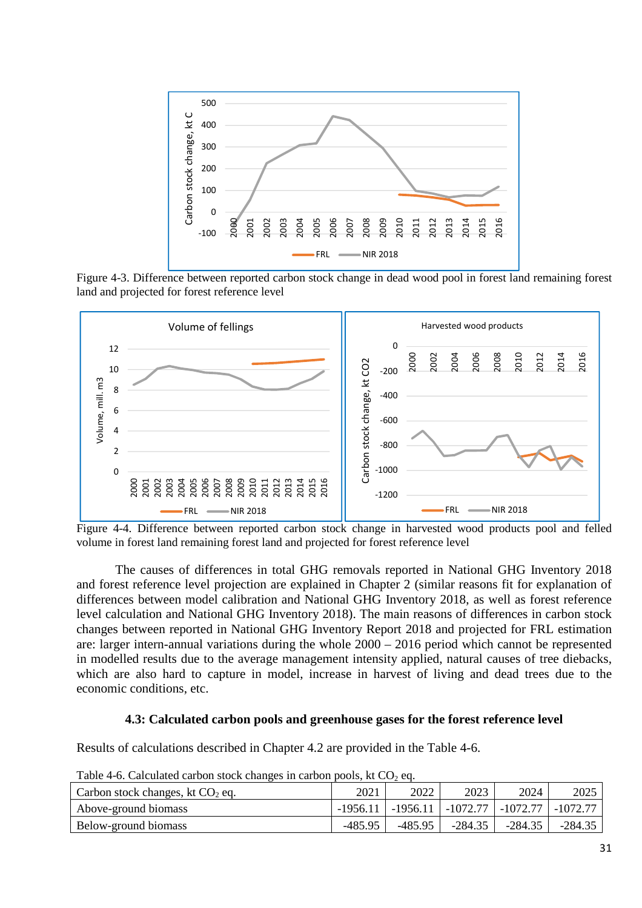Figure 4-3. Difference between reported carbon stock change in dead wood pool in forest land remaining forest land and projected for forest reference level

Figure 4-4. Difference between reported carbon stock change in harvested wood products pool and felled volume in forest land remaining forest land and projected for forest reference level

The causes of differences in total GHG removals reported in National GHG Inventory 2018 and forest reference level projection are explained in Chapter 2 (similar reasons fit for explanation of differences between model calibration and National GHG Inventory 2018, as well as forest reference level calculation and National GHG Inventory 2018). The main reasons of differences in carbon stock changes between reported in National GHG Inventory Report 2018 and projected for FRL estimation are: larger intern-annual variations during the whole 2000 – 2016 period which cannot be represented in modelled results due to the average management intensity applied, natural causes of tree diebacks, which are also hard to capture in model, increase in harvest of living and dead trees due to the economic conditions, etc.

### 4.3: Calculated carbon pools and greenhouse gases for the forest reference level

Results of calculations described in Chapter 4.2 are provided in the Table 4-6.

Table 4-6. Calculated carbon stock changes in carbon pools, kt $CO_2$ eq.

| Carbon stock changes, kt $CO_2$ eq. | 2021 | 2022 | 2023 | 2024 | 2025 |
|---|---|---|---|---|---|
| Above-ground biomass | -1956.11 | -1956.11 | -1072.77 | -1072.77 | -1072.77 |
| Below-ground biomass | -485.95 | -485.95 | -284.35 | -284.35 | -284.35 |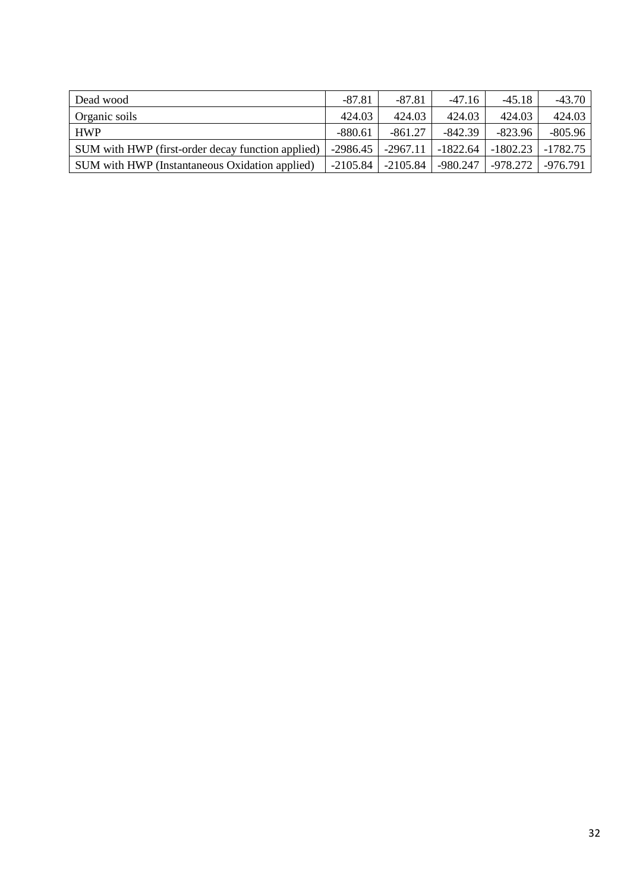| Dead wood | -87.81 | -87.81 | -47.16 | -45.18 | -43.70 |
|---|---|---|---|---|---|
| Organic soils | 424.03 | 424.03 | 424.03 | 424.03 | 424.03 |
| HWP | -880.61 | -861.27 | -842.39 | -823.96 | -805.96 |
| SUM with HWP (first-order decay function applied) | -2986.45 | -2967.11 | -1822.64 | -1802.23 | -1782.75 |
| SUM with HWP (Instantaneous Oxidation applied) | -2105.84 | -2105.84 | -980.247 | -978.272 | -976.791 |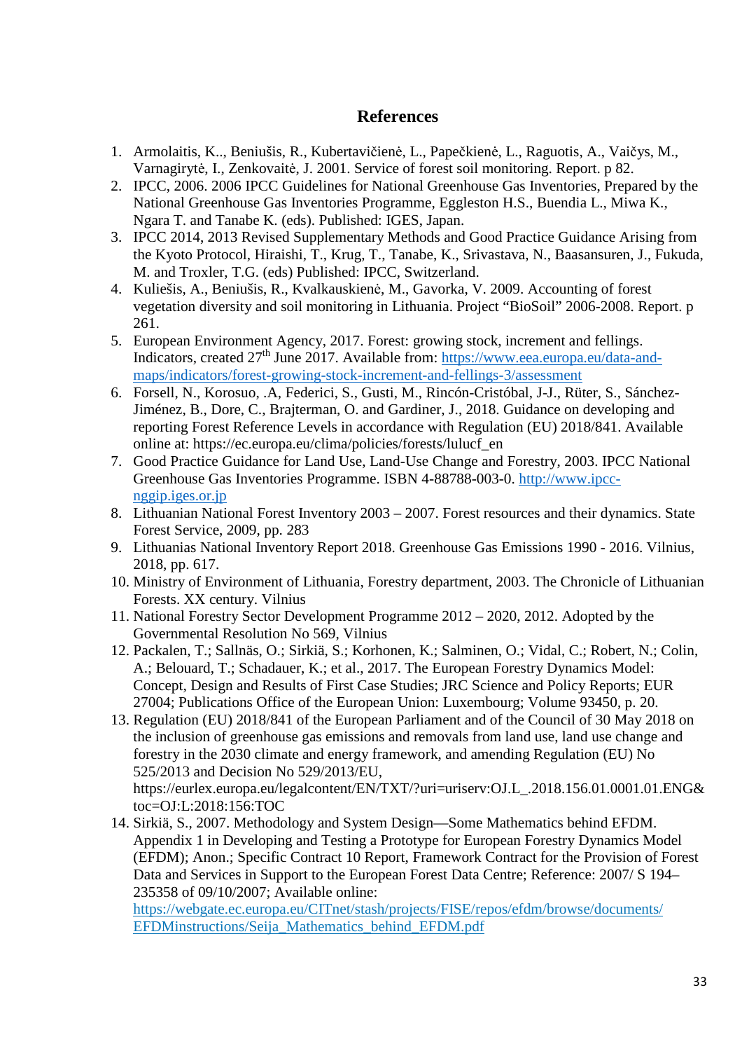## References

1. Armolaitis, K.., Beniušis, R., Kubertavičienė, L., Papečkienė, L., Raguotis, A., Vaičys, M., Varnagirytė, I., Zenkovaitė, J. 2001. Service of forest soil monitoring. Report. p 82.
2. IPCC, 2006. 2006 IPCC Guidelines for National Greenhouse Gas Inventories, Prepared by the National Greenhouse Gas Inventories Programme, Eggleston H.S., Buendia L., Miwa K., Ngara T. and Tanabe K. (eds). Published: IGES, Japan.
3. IPCC 2014, 2013 Revised Supplementary Methods and Good Practice Guidance Arising from the Kyoto Protocol, Hiraishi, T., Krug, T., Tanabe, K., Srivastava, N., Baasansuren, J., Fukuda, M. and Troxler, T.G. (eds) Published: IPCC, Switzerland.
4. Kuliešis, A., Beniušis, R., Kvalkauskienė, M., Gavorka, V. 2009. Accounting of forest vegetation diversity and soil monitoring in Lithuania. Project "BioSoil" 2006-2008. Report. p 261.
5. European Environment Agency, 2017. Forest: growing stock, increment and fellings. Indicators, created 27th June 2017. Available from: https://www.eea.europa.eu/data-and-maps/indicators/forest-growing-stock-increment-and-fellings-3/assessment
6. Forsell, N., Korosuo, .A, Federici, S., Gusti, M., Rincón-Cristóbal, J-J., Rüter, S., Sánchez-Jiménez, B., Dore, C., Brajterman, O. and Gardiner, J., 2018. Guidance on developing and reporting Forest Reference Levels in accordance with Regulation (EU) 2018/841. Available online at: https://ec.europa.eu/clima/policies/forests/lulucf_en
7. Good Practice Guidance for Land Use, Land-Use Change and Forestry, 2003. IPCC National Greenhouse Gas Inventories Programme. ISBN 4-88788-003-0. http://www.ipcc-nggip.iges.or.jp
8. Lithuanian National Forest Inventory 2003 – 2007. Forest resources and their dynamics. State Forest Service, 2009, pp. 283
9. Lithuanias National Inventory Report 2018. Greenhouse Gas Emissions 1990 - 2016. Vilnius, 2018, pp. 617.
10. Ministry of Environment of Lithuania, Forestry department, 2003. The Chronicle of Lithuanian Forests. XX century. Vilnius
11. National Forestry Sector Development Programme 2012 – 2020, 2012. Adopted by the Governmental Resolution No 569, Vilnius
12. Packalen, T.; Sallnäs, O.; Sirkiä, S.; Korhonen, K.; Salminen, O.; Vidal, C.; Robert, N.; Colin, A.; Belouard, T.; Schadauer, K.; et al., 2017. The European Forestry Dynamics Model: Concept, Design and Results of First Case Studies; JRC Science and Policy Reports; EUR 27004; Publications Office of the European Union: Luxembourg; Volume 93450, p. 20.
13. Regulation (EU) 2018/841 of the European Parliament and of the Council of 30 May 2018 on the inclusion of greenhouse gas emissions and removals from land use, land use change and forestry in the 2030 climate and energy framework, and amending Regulation (EU) No 525/2013 and Decision No 529/2013/EU, https://eurlex.europa.eu/legalcontent/EN/TXT/?uri=uriserv:OJ.L_.2018.156.01.0001.01.ENG&toc=OJ:L:2018:156:TOC
14. Sirkiä, S., 2007. Methodology and System Design—Some Mathematics behind EFDM. Appendix 1 in Developing and Testing a Prototype for European Forestry Dynamics Model (EFDM); Anon.; Specific Contract 10 Report, Framework Contract for the Provision of Forest Data and Services in Support to the European Forest Data Centre; Reference: 2007/ S 194–235358 of 09/10/2007; Available online: https://webgate.ec.europa.eu/CITnet/stash/projects/FISE/repos/efdm/browse/documents/EFDMinstructions/Seija_Mathematics_behind_EFDM.pdf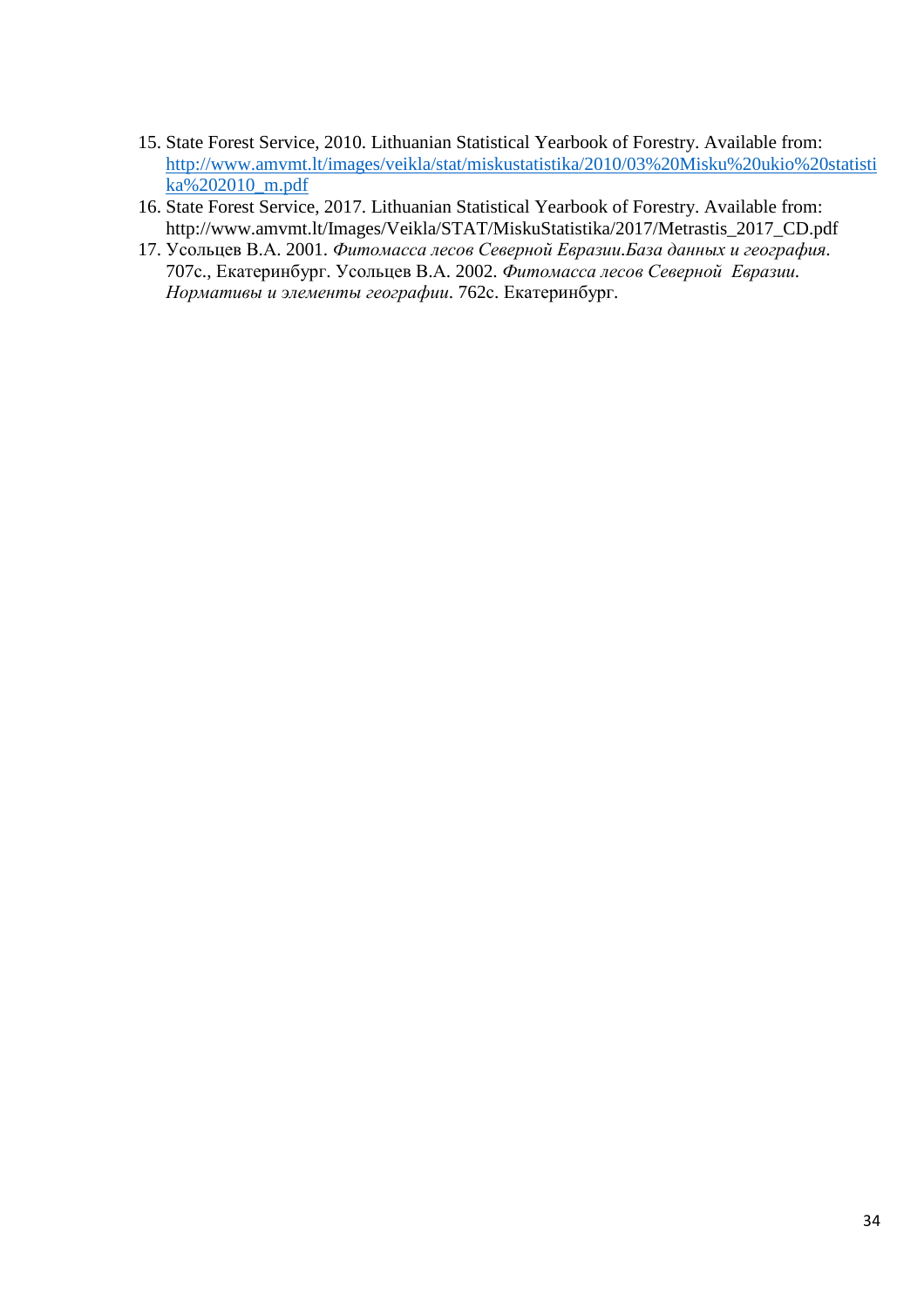15. State Forest Service, 2010. Lithuanian Statistical Yearbook of Forestry. Available from: http://www.amvmt.lt/images/veikla/stat/miskustatistika/2010/03%20Misku%20ukio%20statistika%202010_m.pdf
16. State Forest Service, 2017. Lithuanian Statistical Yearbook of Forestry. Available from: http://www.amvmt.lt/Images/Veikla/STAT/MiskuStatistika/2017/Metrastis_2017_CD.pdf
17. Усольцев В.А. 2001. *Фитомасса лесов Северной Евразии.База данных и география*. 707с., Екатеринбург. Усольцев В.А. 2002. *Фитомасса лесов Северной Евразии. Нормативы и элементы географии*. 762с. Екатеринбург.